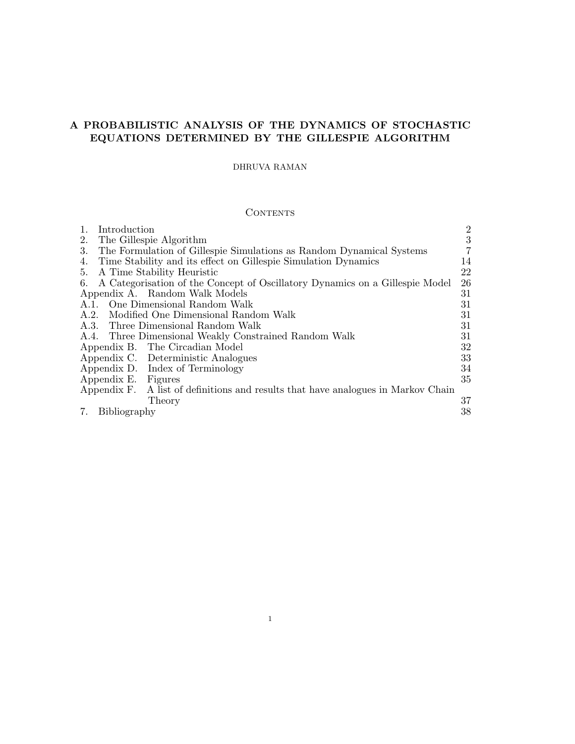# A PROBABILISTIC ANALYSIS OF THE DYNAMICS OF STOCHASTIC EQUATIONS DETERMINED BY THE GILLESPIE ALGORITHM

DHRUVA RAMAN

## Contents

| | |
|---|---|
| 1. Introduction | 2 |
| 2. The Gillespie Algorithm | 3 |
| 3. The Formulation of Gillespie Simulations as Random Dynamical Systems | 7 |
| 4. Time Stability and its effect on Gillespie Simulation Dynamics | 14 |
| 5. A Time Stability Heuristic | 22 |
| 6. A Categorisation of the Concept of Oscillatory Dynamics on a Gillespie Model | 26 |
| Appendix A. Random Walk Models | 31 |
| A.1. One Dimensional Random Walk | 31 |
| A.2. Modified One Dimensional Random Walk | 31 |
| A.3. Three Dimensional Random Walk | 31 |
| A.4. Three Dimensional Weakly Constrained Random Walk | 31 |
| Appendix B. The Circadian Model | 32 |
| Appendix C. Deterministic Analogues | 33 |
| Appendix D. Index of Terminology | 34 |
| Appendix E. Figures | 35 |
| Appendix F. A list of definitions and results that have analogues in Markov Chain Theory | 37 |
| 7. Bibliography | 38 |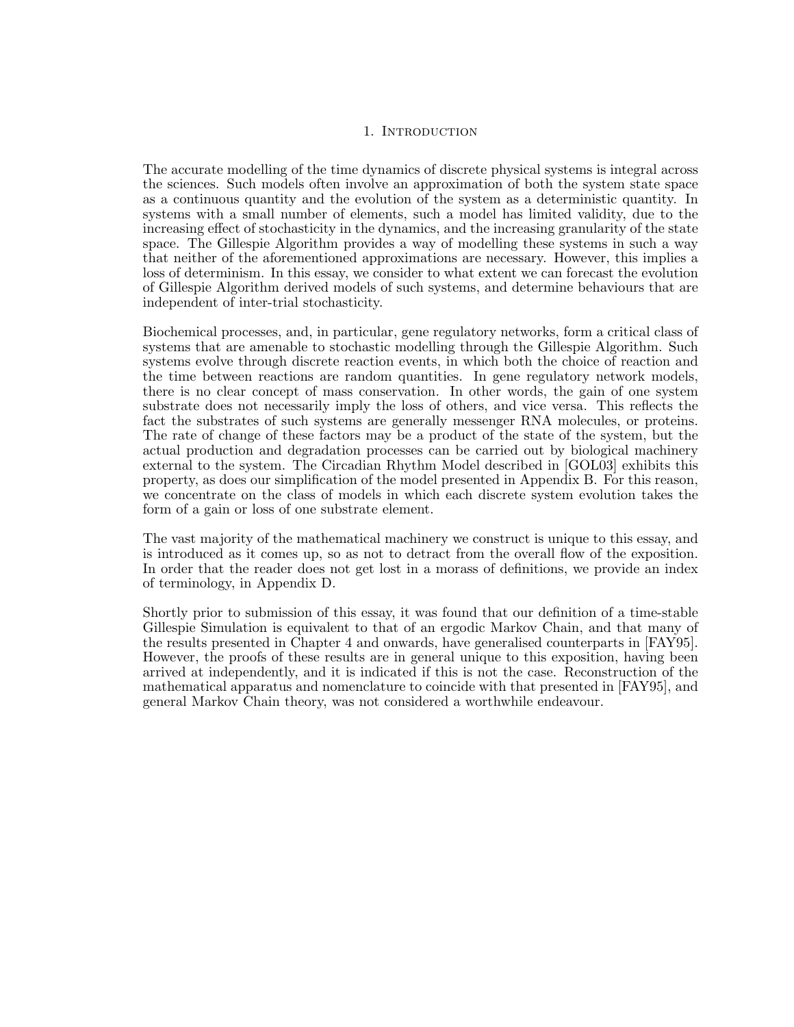# 1. Introduction

The accurate modelling of the time dynamics of discrete physical systems is integral across the sciences. Such models often involve an approximation of both the system state space as a continuous quantity and the evolution of the system as a deterministic quantity. In systems with a small number of elements, such a model has limited validity, due to the increasing effect of stochasticity in the dynamics, and the increasing granularity of the state space. The Gillespie Algorithm provides a way of modelling these systems in such a way that neither of the aforementioned approximations are necessary. However, this implies a loss of determinism. In this essay, we consider to what extent we can forecast the evolution of Gillespie Algorithm derived models of such systems, and determine behaviours that are independent of inter-trial stochasticity.

Biochemical processes, and, in particular, gene regulatory networks, form a critical class of systems that are amenable to stochastic modelling through the Gillespie Algorithm. Such systems evolve through discrete reaction events, in which both the choice of reaction and the time between reactions are random quantities. In gene regulatory network models, there is no clear concept of mass conservation. In other words, the gain of one system substrate does not necessarily imply the loss of others, and vice versa. This reflects the fact the substrates of such systems are generally messenger RNA molecules, or proteins. The rate of change of these factors may be a product of the state of the system, but the actual production and degradation processes can be carried out by biological machinery external to the system. The Circadian Rhythm Model described in [GOL03] exhibits this property, as does our simplification of the model presented in Appendix B. For this reason, we concentrate on the class of models in which each discrete system evolution takes the form of a gain or loss of one substrate element.

The vast majority of the mathematical machinery we construct is unique to this essay, and is introduced as it comes up, so as not to detract from the overall flow of the exposition. In order that the reader does not get lost in a morass of definitions, we provide an index of terminology, in Appendix D.

Shortly prior to submission of this essay, it was found that our definition of a time-stable Gillespie Simulation is equivalent to that of an ergodic Markov Chain, and that many of the results presented in Chapter 4 and onwards, have generalised counterparts in [FAY95]. However, the proofs of these results are in general unique to this exposition, having been arrived at independently, and it is indicated if this is not the case. Reconstruction of the mathematical apparatus and nomenclature to coincide with that presented in [FAY95], and general Markov Chain theory, was not considered a worthwhile endeavour.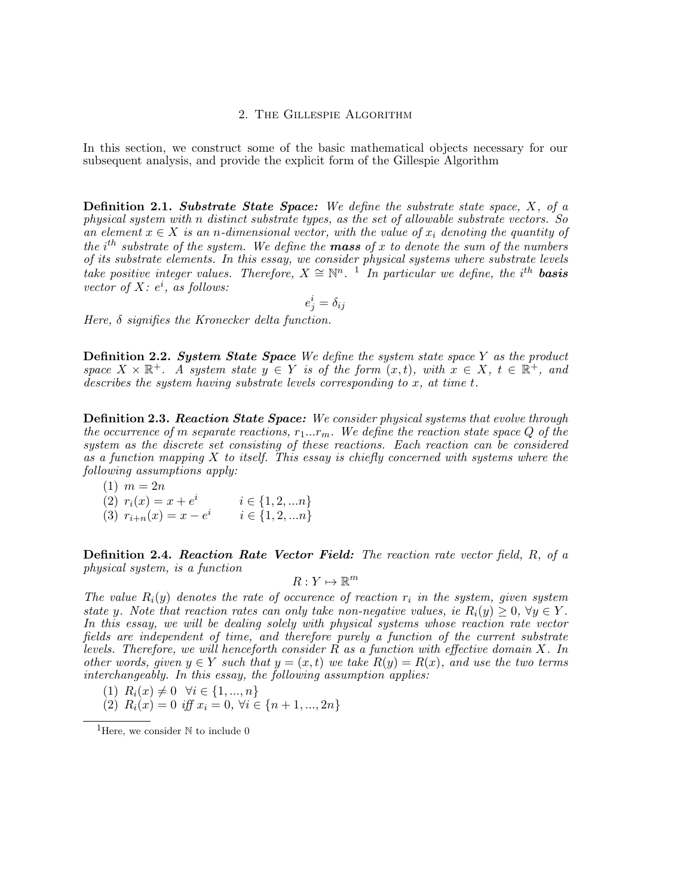## 2. The Gillespie Algorithm

In this section, we construct some of the basic mathematical objects necessary for our subsequent analysis, and provide the explicit form of the Gillespie Algorithm

**Definition 2.1.** ***Substrate State Space:*** *We define the substrate state space, $X$, of a physical system with n distinct substrate types, as the set of allowable substrate vectors. So an element $x \in X$ is an $n$-dimensional vector, with the value of $x_i$ denoting the quantity of the $i^{th}$ substrate of the system. We define the* ***mass*** *of $x$ to denote the sum of the numbers of its substrate elements. In this essay, we consider physical systems where substrate levels take positive integer values. Therefore, $X \cong \mathbb{N}^n$.* [1] *In particular we define, the $i^{th}$* ***basis*** *vector of $X$: $e^i$, as follows:*

$$e^i_j = \delta_{ij}$$

*Here, $\delta$ signifies the Kronecker delta function.*

**Definition 2.2.** ***System State Space*** *We define the system state space $Y$ as the product space $X \times \mathbb{R}^+$. A system state $y \in Y$ is of the form $(x, t)$, with $x \in X$, $t \in \mathbb{R}^+$, and describes the system having substrate levels corresponding to $x$, at time $t$.*

**Definition 2.3.** ***Reaction State Space:*** *We consider physical systems that evolve through the occurrence of m separate reactions, $r_1 ... r_m$. We define the reaction state space $Q$ of the system as the discrete set consisting of these reactions. Each reaction can be considered as a function mapping $X$ to itself. This essay is chiefly concerned with systems where the following assumptions apply:*

1. $m = 2n$
2. $r_i(x) = x + e^i \qquad i \in \{1, 2, ...n\}$
3. $r_{i+n}(x) = x - e^i \qquad i \in \{1, 2, ...n\}$

**Definition 2.4.** ***Reaction Rate Vector Field:*** *The reaction rate vector field, $R$, of a physical system, is a function*

$$R : Y \mapsto \mathbb{R}^m$$

*The value $R_i(y)$ denotes the rate of occurence of reaction $r_i$ in the system, given system state $y$. Note that reaction rates can only take non-negative values, ie $R_i(y) \geq 0$, $\forall y \in Y$. In this essay, we will be dealing solely with physical systems whose reaction rate vector fields are independent of time, and therefore purely a function of the current substrate levels. Therefore, we will henceforth consider $R$ as a function with effective domain $X$. In other words, given $y \in Y$ such that $y = (x, t)$ we take $R(y) = R(x)$, and use the two terms interchangeably. In this essay, the following assumption applies:*

1. $R_i(x) \neq 0 \;\; \forall i \in \{1, ..., n\}$
2. $R_i(x) = 0$ *iff* $x_i = 0$, $\forall i \in \{n + 1, ..., 2n\}$

---

[1] Here, we consider $\mathbb{N}$ to include 0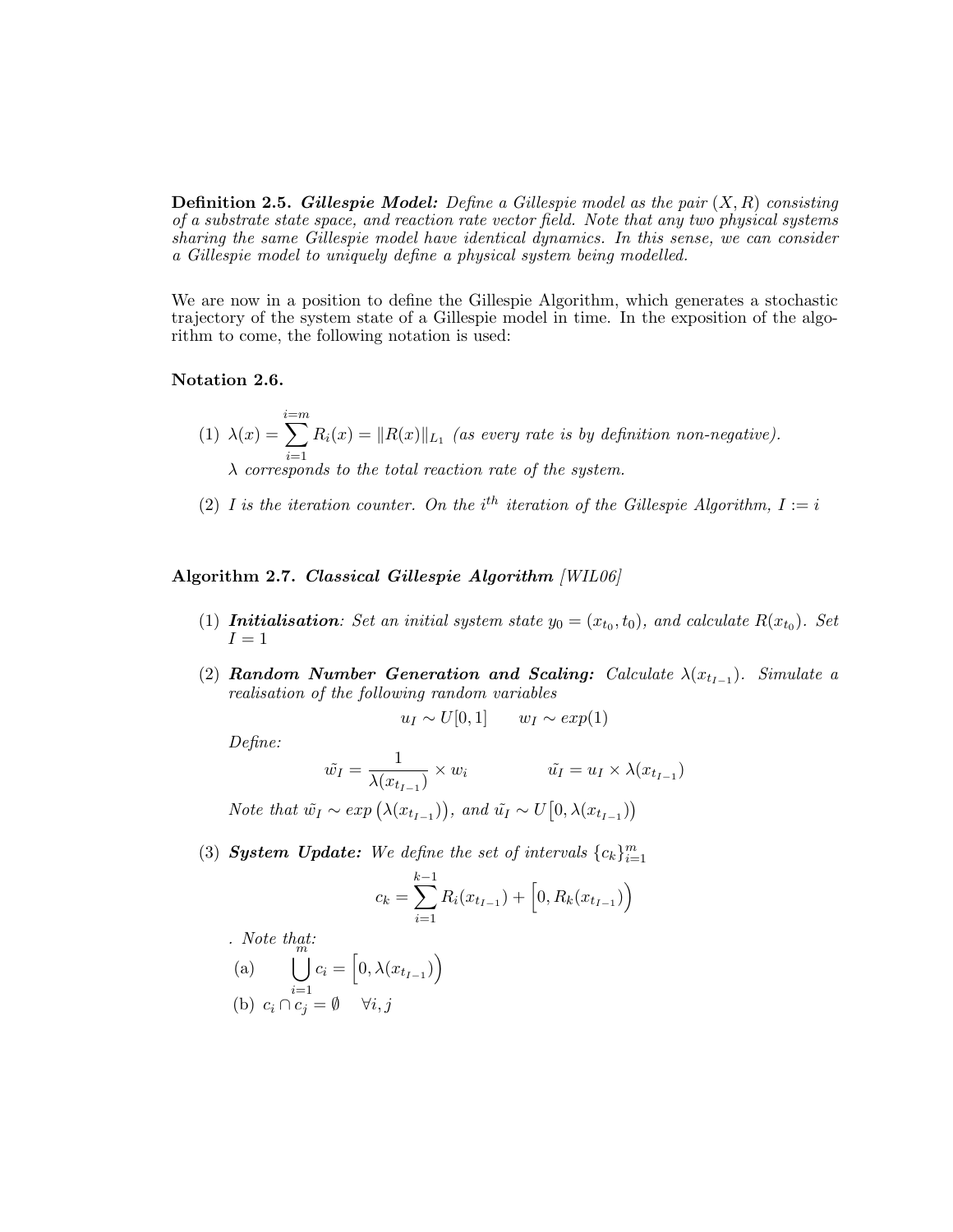**Definition 2.5.** ***Gillespie Model:*** *Define a Gillespie model as the pair $(X, R)$ consisting of a substrate state space, and reaction rate vector field. Note that any two physical systems sharing the same Gillespie model have identical dynamics. In this sense, we can consider a Gillespie model to uniquely define a physical system being modelled.*

We are now in a position to define the Gillespie Algorithm, which generates a stochastic trajectory of the system state of a Gillespie model in time. In the exposition of the algorithm to come, the following notation is used:

**Notation 2.6.**

(1) $\lambda(x) = \sum_{i=1}^{i=m} R_i(x) = \|R(x)\|_{L_1}$ *(as every rate is by definition non-negative).*
*$\lambda$ corresponds to the total reaction rate of the system.*

(2) *$I$ is the iteration counter. On the $i^{th}$ iteration of the Gillespie Algorithm, $I := i$*

**Algorithm 2.7.** ***Classical Gillespie Algorithm*** *[WIL06]*

(1) ***Initialisation****: Set an initial system state $y_0 = (x_{t_0}, t_0)$, and calculate $R(x_{t_0})$. Set $I = 1$*

(2) ***Random Number Generation and Scaling:*** *Calculate $\lambda(x_{t_{I-1}})$. Simulate a realisation of the following random variables*

$$u_I \sim U[0,1] \qquad w_I \sim exp(1)$$

*Define:*

$$\tilde{w_I} = \frac{1}{\lambda(x_{t_{I-1}})} \times w_i \qquad\qquad \tilde{u_I} = u_I \times \lambda(x_{t_{I-1}})$$

*Note that $\tilde{w_I} \sim exp\big(\lambda(x_{t_{I-1}})\big)$, and $\tilde{u_I} \sim U\big[0, \lambda(x_{t_{I-1}})\big)$*

(3) ***System Update:*** *We define the set of intervals $\{c_k\}_{i=1}^{m}$*

$$c_k = \sum_{i=1}^{k-1} R_i(x_{t_{I-1}}) + \Big[0, R_k(x_{t_{I-1}})\Big)$$

*. Note that:*

(a) $\bigcup_{i=1}^{m} c_i = \Big[0, \lambda(x_{t_{I-1}})\Big)$

(b) $c_i \cap c_j = \emptyset \quad \forall i, j$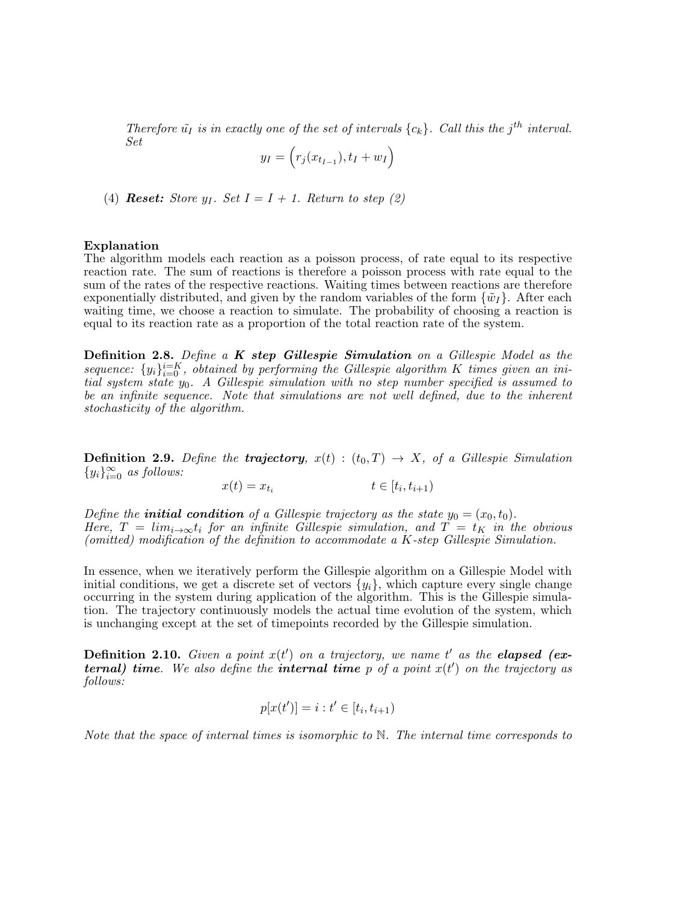*Therefore $\tilde{u_I}$ is in exactly one of the set of intervals $\{c_k\}$. Call this the $j^{th}$ interval. Set*

$$y_I = \left(r_j(x_{t_{I-1}}), t_I + w_I\right)$$

(4) ***Reset:*** *Store $y_I$. Set $I = I + 1$. Return to step (2)*

**Explanation**
The algorithm models each reaction as a poisson process, of rate equal to its respective reaction rate. The sum of reactions is therefore a poisson process with rate equal to the sum of the rates of the respective reactions. Waiting times between reactions are therefore exponentially distributed, and given by the random variables of the form $\{\tilde{w}_I\}$. After each waiting time, we choose a reaction to simulate. The probability of choosing a reaction is equal to its reaction rate as a proportion of the total reaction rate of the system.

**Definition 2.8.** *Define a **K step Gillespie Simulation** on a Gillespie Model as the sequence: $\{y_i\}_{i=0}^{i=K}$, obtained by performing the Gillespie algorithm $K$ times given an initial system state $y_0$. A Gillespie simulation with no step number specified is assumed to be an infinite sequence. Note that simulations are not well defined, due to the inherent stochasticity of the algorithm.*

**Definition 2.9.** *Define the **trajectory**, $x(t) : (t_0, T) \to X$, of a Gillespie Simulation $\{y_i\}_{i=0}^{\infty}$ as follows:*

$$x(t) = x_{t_i} \qquad\qquad t \in [t_i, t_{i+1})$$

*Define the **initial condition** of a Gillespie trajectory as the state $y_0 = (x_0, t_0)$.*
*Here, $T = lim_{i \to \infty} t_i$ for an infinite Gillespie simulation, and $T = t_K$ in the obvious (omitted) modification of the definition to accommodate a $K$-step Gillespie Simulation.*

In essence, when we iteratively perform the Gillespie algorithm on a Gillespie Model with initial conditions, we get a discrete set of vectors $\{y_i\}$, which capture every single change occurring in the system during application of the algorithm. This is the Gillespie simulation. The trajectory continuously models the actual time evolution of the system, which is unchanging except at the set of timepoints recorded by the Gillespie simulation.

**Definition 2.10.** *Given a point $x(t')$ on a trajectory, we name $t'$ as the **elapsed (external) time**. We also define the **internal time** $p$ of a point $x(t')$ on the trajectory as follows:*

$$p[x(t')] = i : t' \in [t_i, t_{i+1})$$

*Note that the space of internal times is isomorphic to $\mathbb{N}$. The internal time corresponds to*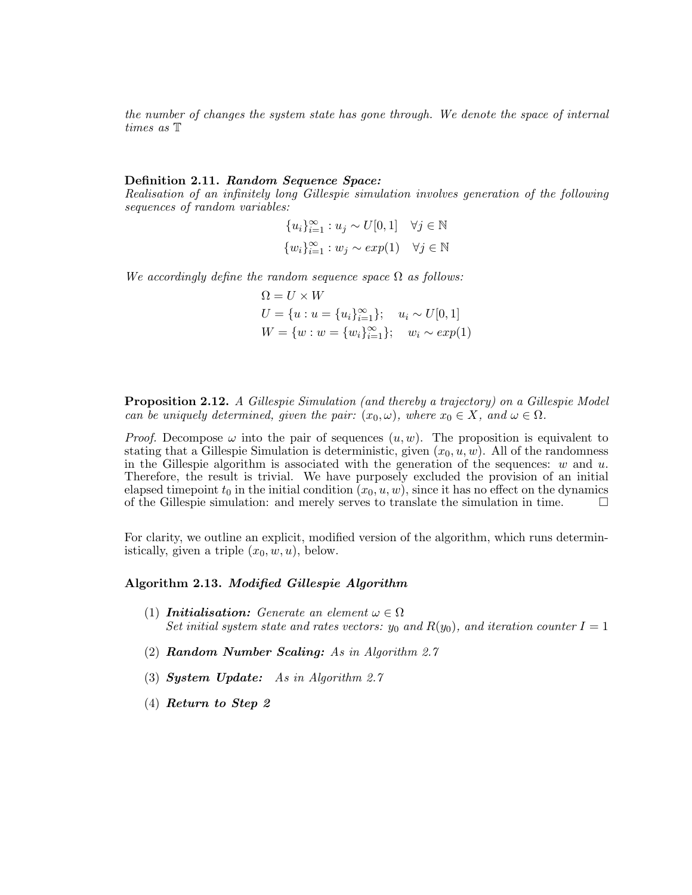*the number of changes the system state has gone through. We denote the space of internal times as* $\mathbb{T}$

**Definition 2.11.** ***Random Sequence Space:***
*Realisation of an infinitely long Gillespie simulation involves generation of the following sequences of random variables:*

$$\{u_i\}_{i=1}^{\infty} : u_j \sim U[0,1] \quad \forall j \in \mathbb{N}$$

$$\{w_i\}_{i=1}^{\infty} : w_j \sim exp(1) \quad \forall j \in \mathbb{N}$$

*We accordingly define the random sequence space* $\Omega$ *as follows:*

$$\Omega = U \times W$$
$$U = \{u : u = \{u_i\}_{i=1}^{\infty}\}; \quad u_i \sim U[0,1]$$
$$W = \{w : w = \{w_i\}_{i=1}^{\infty}\}; \quad w_i \sim exp(1)$$

**Proposition 2.12.** *A Gillespie Simulation (and thereby a trajectory) on a Gillespie Model can be uniquely determined, given the pair:* $(x_0, \omega)$*, where* $x_0 \in X$*, and* $\omega \in \Omega$*.*

*Proof.* Decompose $\omega$ into the pair of sequences $(u, w)$. The proposition is equivalent to stating that a Gillespie Simulation is deterministic, given $(x_0, u, w)$. All of the randomness in the Gillespie algorithm is associated with the generation of the sequences: $w$ and $u$. Therefore, the result is trivial. We have purposely excluded the provision of an initial elapsed timepoint $t_0$ in the initial condition $(x_0, u, w)$, since it has no effect on the dynamics of the Gillespie simulation: and merely serves to translate the simulation in time. □

For clarity, we outline an explicit, modified version of the algorithm, which runs deterministically, given a triple $(x_0, w, u)$, below.

**Algorithm 2.13.** ***Modified Gillespie Algorithm***

(1) ***Initialisation:*** *Generate an element* $\omega \in \Omega$
*Set initial system state and rates vectors:* $y_0$ *and* $R(y_0)$*, and iteration counter* $I = 1$

(2) ***Random Number Scaling:*** *As in Algorithm 2.7*

(3) ***System Update:*** *As in Algorithm 2.7*

(4) ***Return to Step 2***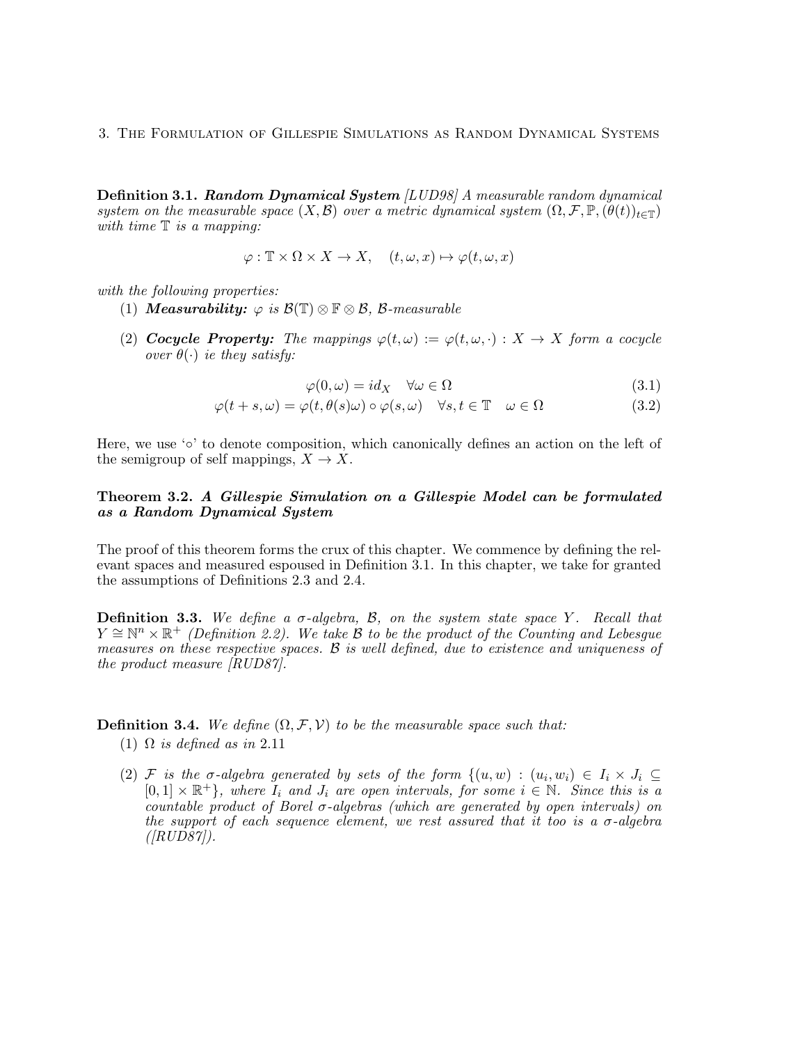**Definition 3.1.** ***Random Dynamical System*** *[LUD98] A measurable random dynamical system on the measurable space $(X, \mathcal{B})$ over a metric dynamical system $(\Omega, \mathcal{F}, \mathbb{P}, (\theta(t))_{t\in\mathbb{T}})$ with time $\mathbb{T}$ is a mapping:*

$$\varphi : \mathbb{T} \times \Omega \times X \to X, \quad (t, \omega, x) \mapsto \varphi(t, \omega, x)$$

*with the following properties:*

(1) ***Measurability:*** *$\varphi$ is $\mathcal{B}(\mathbb{T}) \otimes \mathbb{F} \otimes \mathcal{B}$, $\mathcal{B}$-measurable*

(2) ***Cocycle Property:*** *The mappings $\varphi(t, \omega) := \varphi(t, \omega, \cdot) : X \to X$ form a cocycle over $\theta(\cdot)$ ie they satisfy:*

$$\varphi(0, \omega) = id_X \quad \forall \omega \in \Omega \tag{3.1}$$

$$\varphi(t + s, \omega) = \varphi(t, \theta(s)\omega) \circ \varphi(s, \omega) \quad \forall s, t \in \mathbb{T} \quad \omega \in \Omega \tag{3.2}$$

Here, we use '$\circ$' to denote composition, which canonically defines an action on the left of the semigroup of self mappings, $X \to X$.

**Theorem 3.2.** ***A Gillespie Simulation on a Gillespie Model can be formulated as a Random Dynamical System***

The proof of this theorem forms the crux of this chapter. We commence by defining the relevant spaces and measured espoused in Definition 3.1. In this chapter, we take for granted the assumptions of Definitions 2.3 and 2.4.

**Definition 3.3.** *We define a $\sigma$-algebra, $\mathcal{B}$, on the system state space $Y$. Recall that $Y \cong \mathbb{N}^n \times \mathbb{R}^+$ (Definition 2.2). We take $\mathcal{B}$ to be the product of the Counting and Lebesgue measures on these respective spaces. $\mathcal{B}$ is well defined, due to existence and uniqueness of the product measure [RUD87].*

**Definition 3.4.** *We define $(\Omega, \mathcal{F}, \mathcal{V})$ to be the measurable space such that:*

(1) *$\Omega$ is defined as in* 2.11

(2) *$\mathcal{F}$ is the $\sigma$-algebra generated by sets of the form $\{(u, w) : (u_i, w_i) \in I_i \times J_i \subseteq [0, 1] \times \mathbb{R}^+\}$, where $I_i$ and $J_i$ are open intervals, for some $i \in \mathbb{N}$. Since this is a countable product of Borel $\sigma$-algebras (which are generated by open intervals) on the support of each sequence element, we rest assured that it too is a $\sigma$-algebra ([RUD87]).*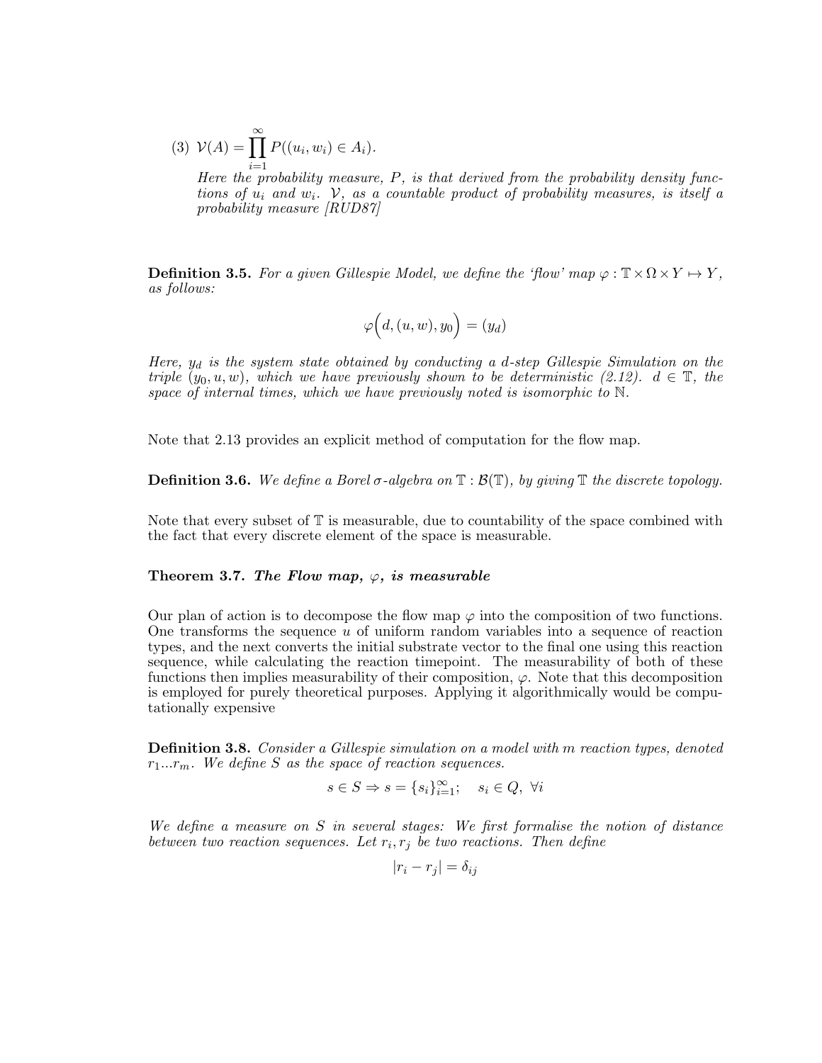(3) $\mathcal{V}(A) = \prod_{i=1}^{\infty} P((u_i, w_i) \in A_i)$.

*Here the probability measure, $P$, is that derived from the probability density functions of $u_i$ and $w_i$. $\mathcal{V}$, as a countable product of probability measures, is itself a probability measure [RUD87]*

**Definition 3.5.** *For a given Gillespie Model, we define the 'flow' map $\varphi : \mathbb{T} \times \Omega \times Y \mapsto Y$, as follows:*

$$\varphi\Big(d, (u, w), y_0\Big) = (y_d)$$

*Here, $y_d$ is the system state obtained by conducting a $d$-step Gillespie Simulation on the triple $(y_0, u, w)$, which we have previously shown to be deterministic (2.12). $d \in \mathbb{T}$, the space of internal times, which we have previously noted is isomorphic to $\mathbb{N}$.*

Note that 2.13 provides an explicit method of computation for the flow map.

**Definition 3.6.** *We define a Borel $\sigma$-algebra on $\mathbb{T} : \mathcal{B}(\mathbb{T})$, by giving $\mathbb{T}$ the discrete topology.*

Note that every subset of $\mathbb{T}$ is measurable, due to countability of the space combined with the fact that every discrete element of the space is measurable.

**Theorem 3.7.** ***The Flow map, $\varphi$, is measurable***

Our plan of action is to decompose the flow map $\varphi$ into the composition of two functions. One transforms the sequence $u$ of uniform random variables into a sequence of reaction types, and the next converts the initial substrate vector to the final one using this reaction sequence, while calculating the reaction timepoint. The measurability of both of these functions then implies measurability of their composition, $\varphi$. Note that this decomposition is employed for purely theoretical purposes. Applying it algorithmically would be computationally expensive

**Definition 3.8.** *Consider a Gillespie simulation on a model with $m$ reaction types, denoted $r_1 ... r_m$. We define $S$ as the space of reaction sequences.*

$$s \in S \Rightarrow s = \{s_i\}_{i=1}^{\infty}; \quad s_i \in Q, \ \forall i$$

*We define a measure on $S$ in several stages: We first formalise the notion of distance between two reaction sequences. Let $r_i, r_j$ be two reactions. Then define*

$$|r_i - r_j| = \delta_{ij}$$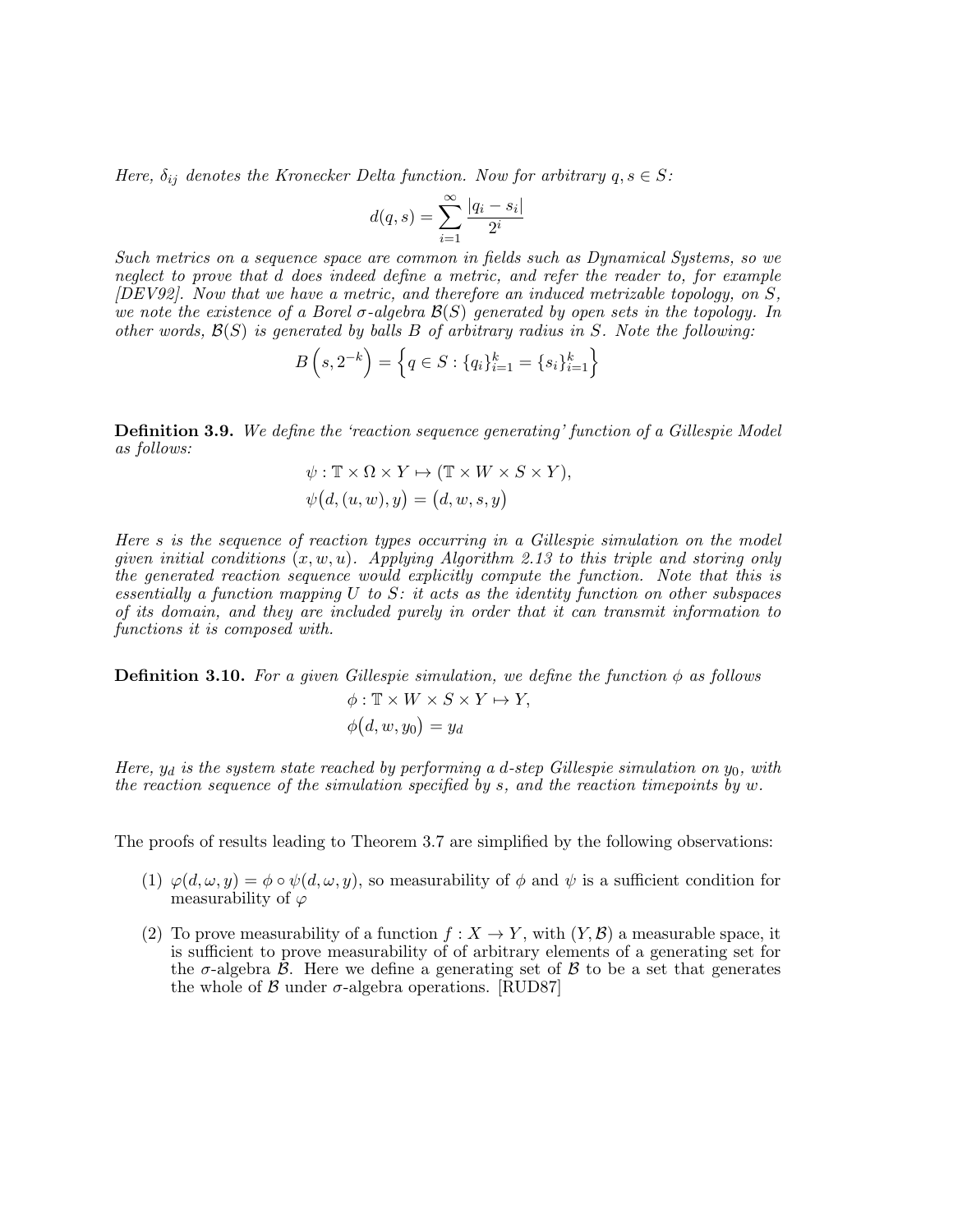*Here, $\delta_{ij}$ denotes the Kronecker Delta function. Now for arbitrary $q, s \in S$:*

$$d(q,s) = \sum_{i=1}^{\infty} \frac{|q_i - s_i|}{2^i}$$

*Such metrics on a sequence space are common in fields such as Dynamical Systems, so we neglect to prove that $d$ does indeed define a metric, and refer the reader to, for example [DEV92]. Now that we have a metric, and therefore an induced metrizable topology, on $S$, we note the existence of a Borel $\sigma$-algebra $\mathcal{B}(S)$ generated by open sets in the topology. In other words, $\mathcal{B}(S)$ is generated by balls $B$ of arbitrary radius in $S$. Note the following:*

$$B\left(s, 2^{-k}\right) = \left\{q \in S : \{q_i\}_{i=1}^{k} = \{s_i\}_{i=1}^{k}\right\}$$

**Definition 3.9.** *We define the 'reaction sequence generating' function of a Gillespie Model as follows:*

$$\psi : \mathbb{T} \times \Omega \times Y \mapsto (\mathbb{T} \times W \times S \times Y),$$
$$\psi\big(d, (u, w), y\big) = \big(d, w, s, y\big)$$

*Here $s$ is the sequence of reaction types occurring in a Gillespie simulation on the model given initial conditions $(x, w, u)$. Applying Algorithm 2.13 to this triple and storing only the generated reaction sequence would explicitly compute the function. Note that this is essentially a function mapping $U$ to $S$: it acts as the identity function on other subspaces of its domain, and they are included purely in order that it can transmit information to functions it is composed with.*

**Definition 3.10.** *For a given Gillespie simulation, we define the function $\phi$ as follows*

$$\phi : \mathbb{T} \times W \times S \times Y \mapsto Y,$$
$$\phi\big(d, w, y_0\big) = y_d$$

*Here, $y_d$ is the system state reached by performing a $d$-step Gillespie simulation on $y_0$, with the reaction sequence of the simulation specified by $s$, and the reaction timepoints by $w$.*

The proofs of results leading to Theorem 3.7 are simplified by the following observations:

1. $\varphi(d, \omega, y) = \phi \circ \psi(d, \omega, y)$, so measurability of $\phi$ and $\psi$ is a sufficient condition for measurability of $\varphi$
2. To prove measurability of a function $f : X \to Y$, with $(Y, \mathcal{B})$ a measurable space, it is sufficient to prove measurability of of arbitrary elements of a generating set for the $\sigma$-algebra $\mathcal{B}$. Here we define a generating set of $\mathcal{B}$ to be a set that generates the whole of $\mathcal{B}$ under $\sigma$-algebra operations. [RUD87]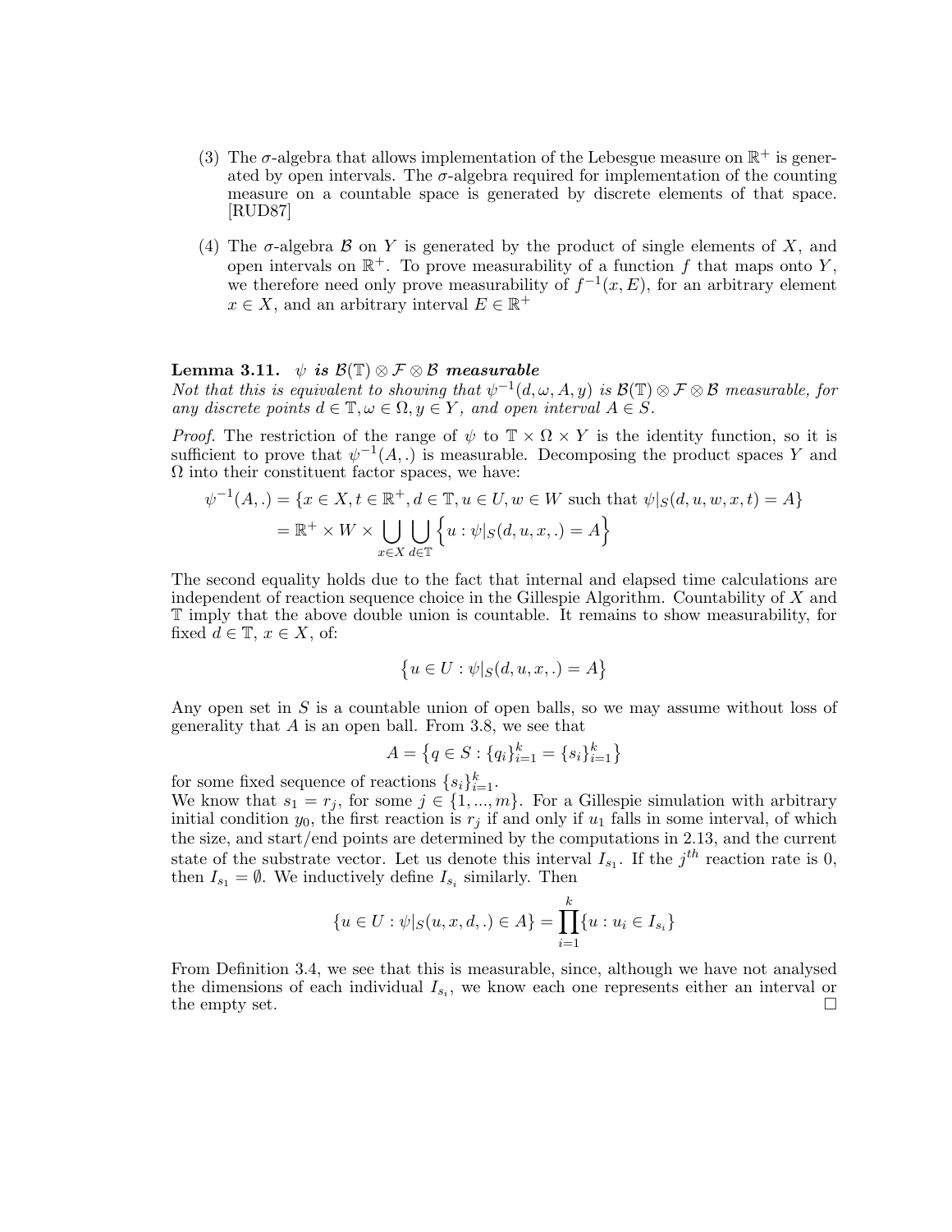(3) The $\sigma$-algebra that allows implementation of the Lebesgue measure on $\mathbb{R}^+$ is generated by open intervals. The $\sigma$-algebra required for implementation of the counting measure on a countable space is generated by discrete elements of that space. [RUD87]

(4) The $\sigma$-algebra $\mathcal{B}$ on $Y$ is generated by the product of single elements of $X$, and open intervals on $\mathbb{R}^+$. To prove measurability of a function $f$ that maps onto $Y$, we therefore need only prove measurability of $f^{-1}(x, E)$, for an arbitrary element $x \in X$, and an arbitrary interval $E \in \mathbb{R}^+$

**Lemma 3.11.** ***$\psi$ is $\mathcal{B}(\mathbb{T}) \otimes \mathcal{F} \otimes \mathcal{B}$ measurable***
*Not that this is equivalent to showing that $\psi^{-1}(d, \omega, A, y)$ is $\mathcal{B}(\mathbb{T}) \otimes \mathcal{F} \otimes \mathcal{B}$ measurable, for any discrete points $d \in \mathbb{T}, \omega \in \Omega, y \in Y$, and open interval $A \in S$.*

*Proof.* The restriction of the range of $\psi$ to $\mathbb{T} \times \Omega \times Y$ is the identity function, so it is sufficient to prove that $\psi^{-1}(A, .)$ is measurable. Decomposing the product spaces $Y$ and $\Omega$ into their constituent factor spaces, we have:

$$\begin{aligned}\psi^{-1}(A, .) &= \{x \in X, t \in \mathbb{R}^+, d \in \mathbb{T}, u \in U, w \in W \text{ such that } \psi|_S(d, u, w, x, t) = A\} \\ &= \mathbb{R}^+ \times W \times \bigcup_{x \in X} \bigcup_{d \in \mathbb{T}} \Big\{u : \psi|_S(d, u, x, .) = A\Big\}\end{aligned}$$

The second equality holds due to the fact that internal and elapsed time calculations are independent of reaction sequence choice in the Gillespie Algorithm. Countability of $X$ and $\mathbb{T}$ imply that the above double union is countable. It remains to show measurability, for fixed $d \in \mathbb{T}$, $x \in X$, of:

$$\Big\{u \in U : \psi|_S(d, u, x, .) = A\Big\}$$

Any open set in $S$ is a countable union of open balls, so we may assume without loss of generality that $A$ is an open ball. From 3.8, we see that

$$A = \Big\{q \in S : \{q_i\}_{i=1}^k = \{s_i\}_{i=1}^k\Big\}$$

for some fixed sequence of reactions $\{s_i\}_{i=1}^k$.
We know that $s_1 = r_j$, for some $j \in \{1, ..., m\}$. For a Gillespie simulation with arbitrary initial condition $y_0$, the first reaction is $r_j$ if and only if $u_1$ falls in some interval, of which the size, and start/end points are determined by the computations in 2.13, and the current state of the substrate vector. Let us denote this interval $I_{s_1}$. If the $j^{th}$ reaction rate is 0, then $I_{s_1} = \emptyset$. We inductively define $I_{s_i}$ similarly. Then

$$\{u \in U : \psi|_S(u, x, d, .) \in A\} = \prod_{i=1}^k \{u : u_i \in I_{s_i}\}$$

From Definition 3.4, we see that this is measurable, since, although we have not analysed the dimensions of each individual $I_{s_i}$, we know each one represents either an interval or the empty set. $\square$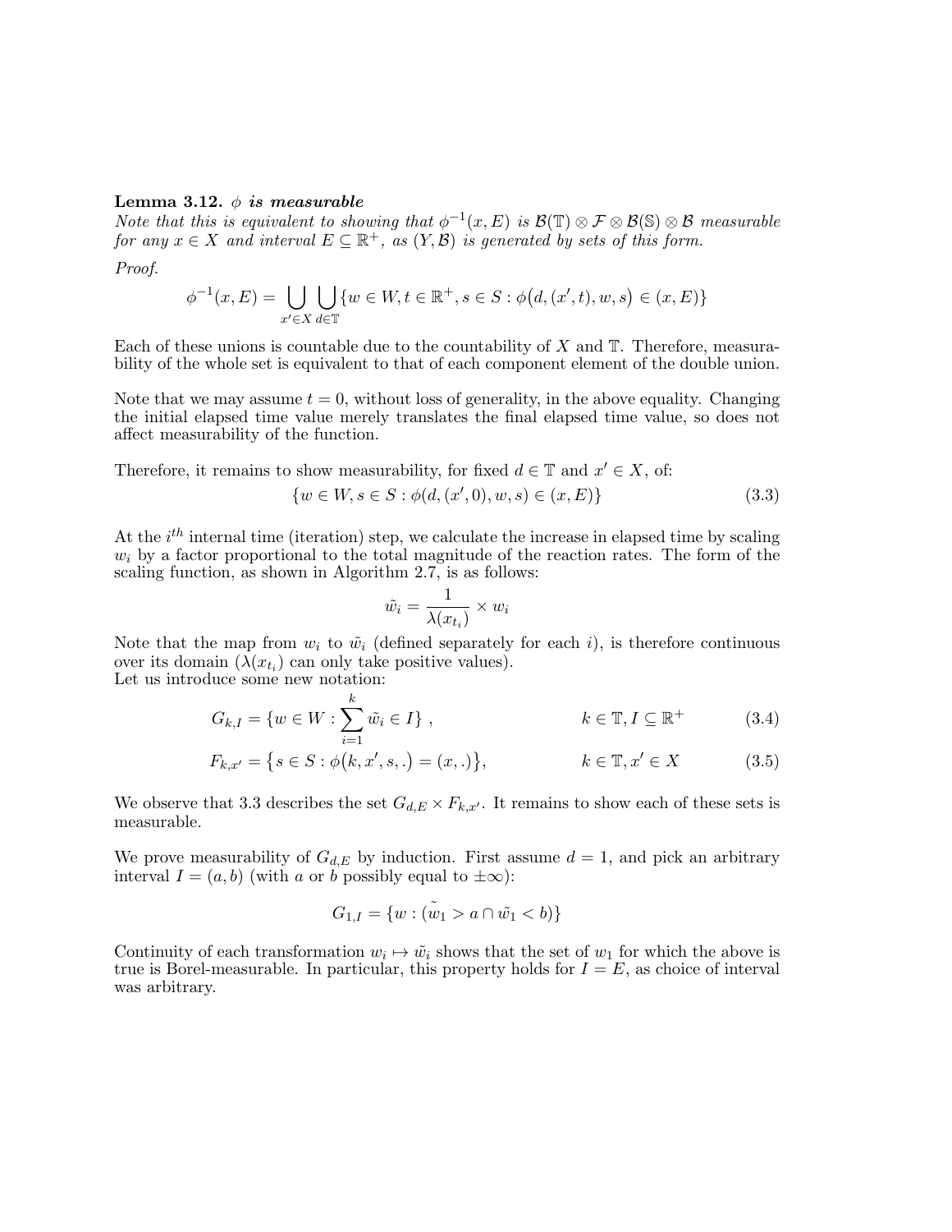**Lemma 3.12.** ***ϕ is measurable***
*Note that this is equivalent to showing that $\phi^{-1}(x, E)$ is $\mathcal{B}(\mathbb{T}) \otimes \mathcal{F} \otimes \mathcal{B}(\mathbb{S}) \otimes \mathcal{B}$ measurable for any $x \in X$ and interval $E \subseteq \mathbb{R}^+$, as $(Y, \mathcal{B})$ is generated by sets of this form.*

*Proof.*

$$\phi^{-1}(x, E) = \bigcup_{x' \in X} \bigcup_{d \in \mathbb{T}} \{w \in W, t \in \mathbb{R}^+, s \in S : \phi\big(d, (x', t), w, s\big) \in (x, E)\}$$

Each of these unions is countable due to the countability of $X$ and $\mathbb{T}$. Therefore, measurability of the whole set is equivalent to that of each component element of the double union.

Note that we may assume $t = 0$, without loss of generality, in the above equality. Changing the initial elapsed time value merely translates the final elapsed time value, so does not affect measurability of the function.

Therefore, it remains to show measurability, for fixed $d \in \mathbb{T}$ and $x' \in X$, of:

$$\{w \in W, s \in S : \phi(d, (x', 0), w, s) \in (x, E)\} \tag{3.3}$$

At the $i^{th}$ internal time (iteration) step, we calculate the increase in elapsed time by scaling $w_i$ by a factor proportional to the total magnitude of the reaction rates. The form of the scaling function, as shown in Algorithm 2.7, is as follows:

$$\tilde{w_i} = \frac{1}{\lambda(x_{t_i})} \times w_i$$

Note that the map from $w_i$ to $\tilde{w_i}$ (defined separately for each $i$), is therefore continuous over its domain ($\lambda(x_{t_i})$ can only take positive values).
Let us introduce some new notation:

$$G_{k,I} = \{w \in W : \sum_{i=1}^{k} \tilde{w_i} \in I\} \,, \qquad k \in \mathbb{T}, I \subseteq \mathbb{R}^+ \tag{3.4}$$

$$F_{k,x'} = \big\{s \in S : \phi\big(k, x', s, .\big) = (x, .)\big\}, \qquad k \in \mathbb{T}, x' \in X \tag{3.5}$$

We observe that 3.3 describes the set $G_{d,E} \times F_{k,x'}$. It remains to show each of these sets is measurable.

We prove measurability of $G_{d,E}$ by induction. First assume $d = 1$, and pick an arbitrary interval $I = (a, b)$ (with $a$ or $b$ possibly equal to $\pm\infty$):

$$G_{1,I} = \{w : (\tilde{w_1} > a \cap \tilde{w_1} < b)\}$$

Continuity of each transformation $w_i \mapsto \tilde{w_i}$ shows that the set of $w_1$ for which the above is true is Borel-measurable. In particular, this property holds for $I = E$, as choice of interval was arbitrary.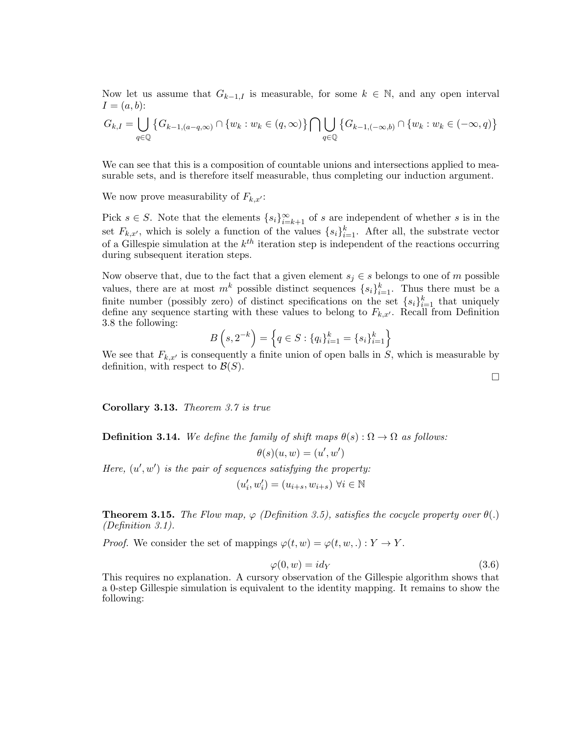Now let us assume that $G_{k-1,I}$ is measurable, for some $k \in \mathbb{N}$, and any open interval $I = (a, b)$:

$$G_{k,I} = \bigcup_{q \in \mathbb{Q}} \{G_{k-1,(a-q,\infty)} \cap \{w_k : w_k \in (q, \infty)\} \bigcap \bigcup_{q \in \mathbb{Q}} \{G_{k-1,(-\infty,b)} \cap \{w_k : w_k \in (-\infty, q)\}$$

We can see that this is a composition of countable unions and intersections applied to measurable sets, and is therefore itself measurable, thus completing our induction argument.

We now prove measurability of $F_{k,x'}$:

Pick $s \in S$. Note that the elements $\{s_i\}_{i=k+1}^{\infty}$ of $s$ are independent of whether $s$ is in the set $F_{k,x'}$, which is solely a function of the values $\{s_i\}_{i=1}^{k}$. After all, the substrate vector of a Gillespie simulation at the $k^{th}$ iteration step is independent of the reactions occurring during subsequent iteration steps.

Now observe that, due to the fact that a given element $s_j \in s$ belongs to one of $m$ possible values, there are at most $m^k$ possible distinct sequences $\{s_i\}_{i=1}^{k}$. Thus there must be a finite number (possibly zero) of distinct specifications on the set $\{s_i\}_{i=1}^{k}$ that uniquely define any sequence starting with these values to belong to $F_{k,x'}$. Recall from Definition 3.8 the following:

$$B\left(s, 2^{-k}\right) = \left\{q \in S : \{q_i\}_{i=1}^{k} = \{s_i\}_{i=1}^{k}\right\}$$

We see that $F_{k,x'}$ is consequently a finite union of open balls in $S$, which is measurable by definition, with respect to $\mathcal{B}(S)$.

□

**Corollary 3.13.** *Theorem 3.7 is true*

**Definition 3.14.** *We define the family of shift maps $\theta(s) : \Omega \to \Omega$ as follows:*

$$\theta(s)(u, w) = (u', w')$$

*Here, $(u', w')$ is the pair of sequences satisfying the property:*

$$(u'_i, w'_i) = (u_{i+s}, w_{i+s}) \; \forall i \in \mathbb{N}$$

**Theorem 3.15.** *The Flow map, $\varphi$ (Definition 3.5), satisfies the cocycle property over $\theta(.)$ (Definition 3.1).*

*Proof.* We consider the set of mappings $\varphi(t, w) = \varphi(t, w, .) : Y \to Y$.

$$\varphi(0, w) = id_Y \tag{3.6}$$

This requires no explanation. A cursory observation of the Gillespie algorithm shows that a 0-step Gillespie simulation is equivalent to the identity mapping. It remains to show the following: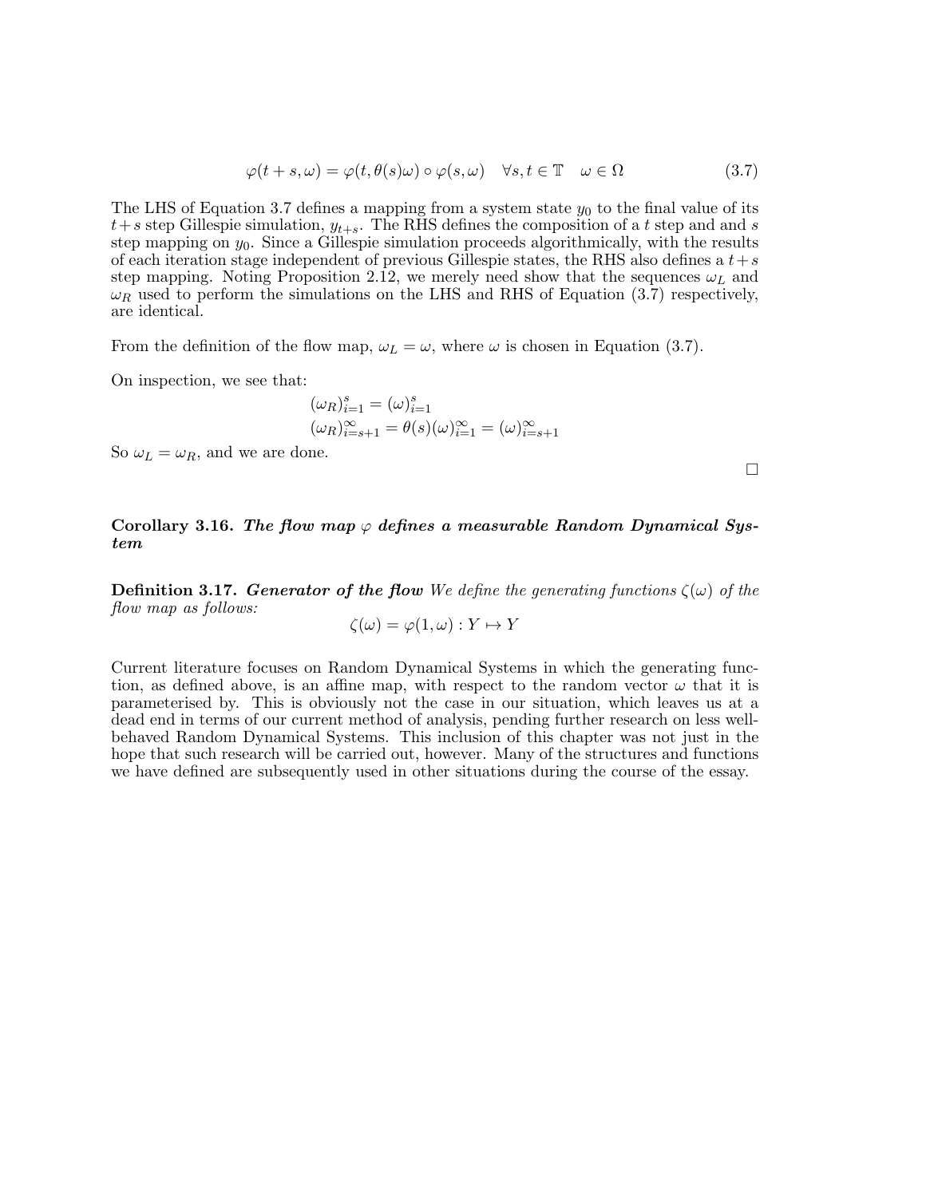$$\varphi(t+s,\omega) = \varphi(t,\theta(s)\omega) \circ \varphi(s,\omega) \quad \forall s,t \in \mathbb{T} \quad \omega \in \Omega \tag{3.7}$$

The LHS of Equation 3.7 defines a mapping from a system state $y_0$ to the final value of its $t+s$ step Gillespie simulation, $y_{t+s}$. The RHS defines the composition of a $t$ step and and $s$ step mapping on $y_0$. Since a Gillespie simulation proceeds algorithmically, with the results of each iteration stage independent of previous Gillespie states, the RHS also defines a $t+s$ step mapping. Noting Proposition 2.12, we merely need show that the sequences $\omega_L$ and $\omega_R$ used to perform the simulations on the LHS and RHS of Equation (3.7) respectively, are identical.

From the definition of the flow map, $\omega_L = \omega$, where $\omega$ is chosen in Equation (3.7).

On inspection, we see that:

$$(\omega_R)_{i=1}^{s} = (\omega)_{i=1}^{s}$$
$$(\omega_R)_{i=s+1}^{\infty} = \theta(s)(\omega)_{i=1}^{\infty} = (\omega)_{i=s+1}^{\infty}$$

So $\omega_L = \omega_R$, and we are done.

□

**Corollary 3.16.** ***The flow map $\varphi$ defines a measurable Random Dynamical System***

**Definition 3.17.** ***Generator of the flow*** *We define the generating functions $\zeta(\omega)$ of the flow map as follows:*

$$\zeta(\omega) = \varphi(1,\omega) : Y \mapsto Y$$

Current literature focuses on Random Dynamical Systems in which the generating function, as defined above, is an affine map, with respect to the random vector $\omega$ that it is parameterised by. This is obviously not the case in our situation, which leaves us at a dead end in terms of our current method of analysis, pending further research on less well-behaved Random Dynamical Systems. This inclusion of this chapter was not just in the hope that such research will be carried out, however. Many of the structures and functions we have defined are subsequently used in other situations during the course of the essay.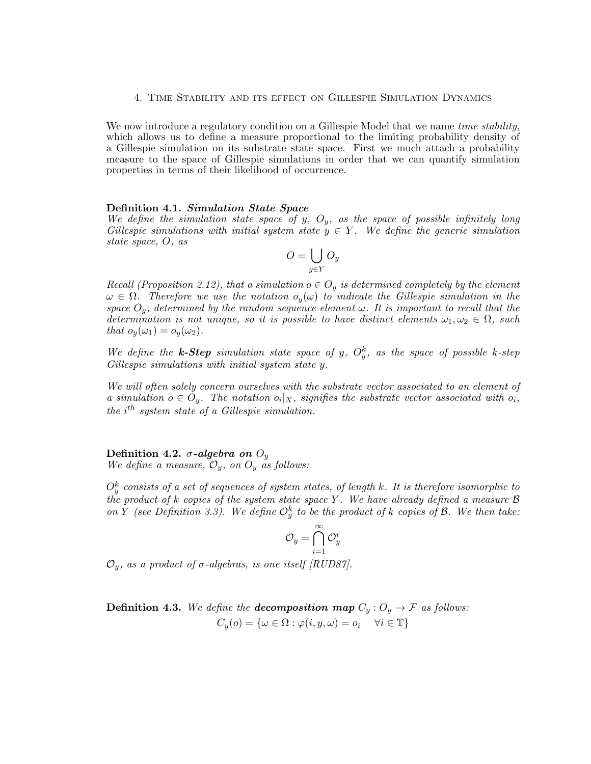# 4. Time Stability and its effect on Gillespie Simulation Dynamics

We now introduce a regulatory condition on a Gillespie Model that we name *time stability*, which allows us to define a measure proportional to the limiting probability density of a Gillespie simulation on its substrate state space. First we much attach a probability measure to the space of Gillespie simulations in order that we can quantify simulation properties in terms of their likelihood of occurrence.

**Definition 4.1.** ***Simulation State Space***
*We define the simulation state space of y, $O_y$, as the space of possible infinitely long Gillespie simulations with initial system state $y \in Y$. We define the generic simulation state space, $O$, as*

$$O = \bigcup_{y \in Y} O_y$$

*Recall (Proposition 2.12), that a simulation $o \in O_y$ is determined completely by the element $\omega \in \Omega$. Therefore we use the notation $o_y(\omega)$ to indicate the Gillespie simulation in the space $O_y$, determined by the random sequence element $\omega$. It is important to recall that the determination is not unique, so it is possible to have distinct elements $\omega_1, \omega_2 \in \Omega$, such that $o_y(\omega_1) = o_y(\omega_2)$.*

*We define the **k-Step** simulation state space of y, $O_y^k$, as the space of possible k-step Gillespie simulations with initial system state y.*

*We will often solely concern ourselves with the substrate vector associated to an element of a simulation $o \in O_y$. The notation $o_i|_X$, signifies the substrate vector associated with $o_i$, the $i^{th}$ system state of a Gillespie simulation.*

**Definition 4.2.** ***$\sigma$-algebra on $O_y$***
*We define a measure, $\mathcal{O}_y$, on $O_y$ as follows:*

*$O_y^k$ consists of a set of sequences of system states, of length k. It is therefore isomorphic to the product of k copies of the system state space Y. We have already defined a measure $\mathcal{B}$ on Y (see Definition 3.3). We define $\mathcal{O}_y^k$ to be the product of k copies of $\mathcal{B}$. We then take:*

$$\mathcal{O}_y = \bigcap_{i=1}^{\infty} \mathcal{O}_y^i$$

*$\mathcal{O}_y$, as a product of $\sigma$-algebras, is one itself [RUD87].*

**Definition 4.3.** *We define the **decomposition map** $C_y : O_y \to \mathcal{F}$ as follows:*

$$C_y(o) = \{\omega \in \Omega : \varphi(i, y, \omega) = o_i \quad \forall i \in \mathbb{T}\}$$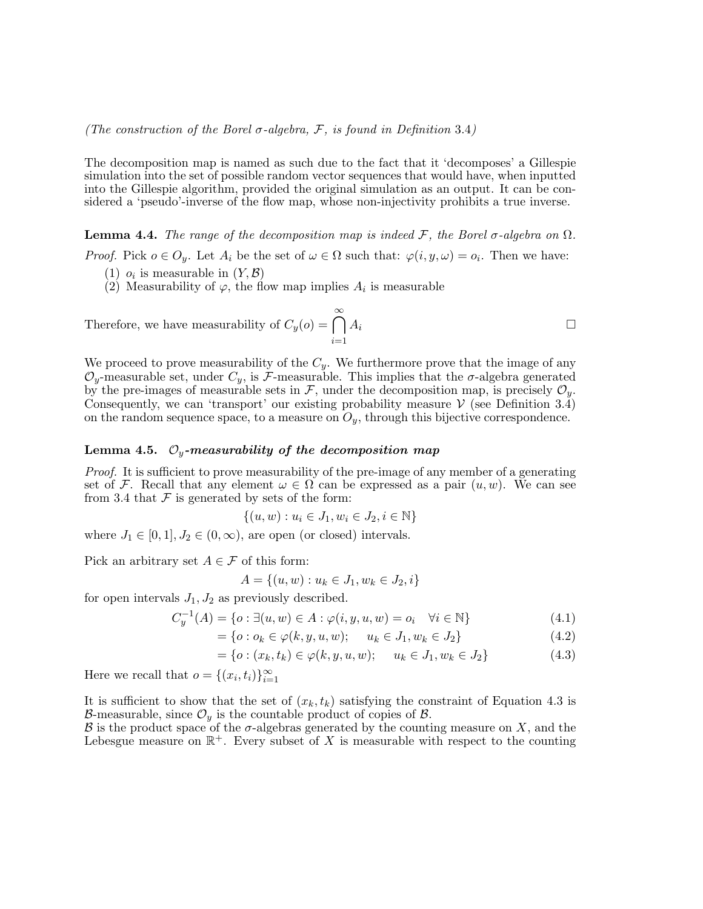*(The construction of the Borel $\sigma$-algebra, $\mathcal{F}$, is found in Definition 3.4)*

The decomposition map is named as such due to the fact that it 'decomposes' a Gillespie simulation into the set of possible random vector sequences that would have, when inputted into the Gillespie algorithm, provided the original simulation as an output. It can be considered a 'pseudo'-inverse of the flow map, whose non-injectivity prohibits a true inverse.

**Lemma 4.4.** *The range of the decomposition map is indeed $\mathcal{F}$, the Borel $\sigma$-algebra on $\Omega$.*

*Proof.* Pick $o \in O_y$. Let $A_i$ be the set of $\omega \in \Omega$ such that: $\varphi(i, y, \omega) = o_i$. Then we have:

1. $o_i$ is measurable in $(Y, \mathcal{B})$
2. Measurability of $\varphi$, the flow map implies $A_i$ is measurable

Therefore, we have measurability of $C_y(o) = \displaystyle\bigcap_{i=1}^{\infty} A_i$ □

We proceed to prove measurability of the $C_y$. We furthermore prove that the image of any $\mathcal{O}_y$-measurable set, under $C_y$, is $\mathcal{F}$-measurable. This implies that the $\sigma$-algebra generated by the pre-images of measurable sets in $\mathcal{F}$, under the decomposition map, is precisely $\mathcal{O}_y$. Consequently, we can 'transport' our existing probability measure $\mathcal{V}$ (see Definition 3.4) on the random sequence space, to a measure on $O_y$, through this bijective correspondence.

**Lemma 4.5.** ***$\mathcal{O}_y$-measurability of the decomposition map***

*Proof.* It is sufficient to prove measurability of the pre-image of any member of a generating set of $\mathcal{F}$. Recall that any element $\omega \in \Omega$ can be expressed as a pair $(u, w)$. We can see from 3.4 that $\mathcal{F}$ is generated by sets of the form:

$$\{(u, w) : u_i \in J_1, w_i \in J_2, i \in \mathbb{N}\}$$

where $J_1 \in [0, 1], J_2 \in (0, \infty)$, are open (or closed) intervals.

Pick an arbitrary set $A \in \mathcal{F}$ of this form:

$$A = \{(u, w) : u_k \in J_1, w_k \in J_2, i\}$$

for open intervals $J_1, J_2$ as previously described.

$$C_y^{-1}(A) = \{o : \exists (u, w) \in A : \varphi(i, y, u, w) = o_i \quad \forall i \in \mathbb{N}\} \tag{4.1}$$

$$= \{o : o_k \in \varphi(k, y, u, w); \quad u_k \in J_1, w_k \in J_2\} \tag{4.2}$$

$$= \{o : (x_k, t_k) \in \varphi(k, y, u, w); \quad u_k \in J_1, w_k \in J_2\} \tag{4.3}$$

Here we recall that $o = \{(x_i, t_i)\}_{i=1}^{\infty}$

It is sufficient to show that the set of $(x_k, t_k)$ satisfying the constraint of Equation 4.3 is $\mathcal{B}$-measurable, since $\mathcal{O}_y$ is the countable product of copies of $\mathcal{B}$.
$\mathcal{B}$ is the product space of the $\sigma$-algebras generated by the counting measure on $X$, and the Lebesgue measure on $\mathbb{R}^+$. Every subset of $X$ is measurable with respect to the counting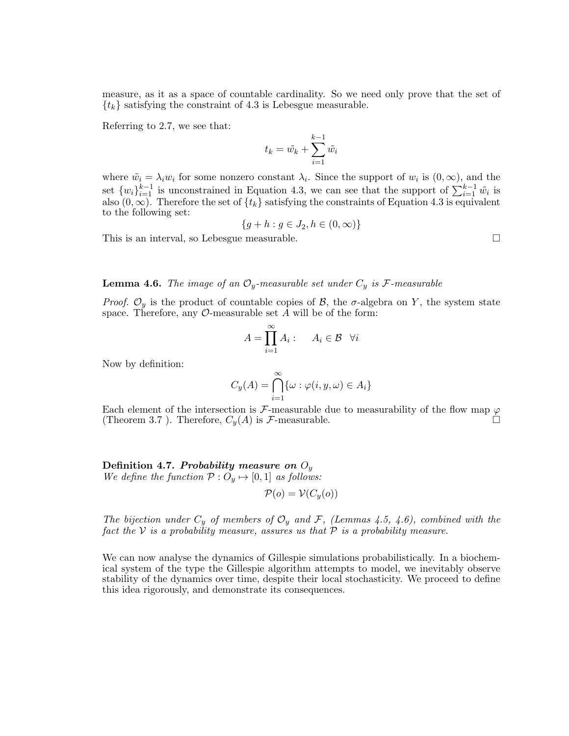measure, as it as a space of countable cardinality. So we need only prove that the set of $\{t_k\}$ satisfying the constraint of 4.3 is Lebesgue measurable.

Referring to 2.7, we see that:

$$t_k = \tilde{w_k} + \sum_{i=1}^{k-1} \tilde{w_i}$$

where $\tilde{w_i} = \lambda_i w_i$ for some nonzero constant $\lambda_i$. Since the support of $w_i$ is $(0, \infty)$, and the set $\{w_i\}_{i=1}^{k-1}$ is unconstrained in Equation 4.3, we can see that the support of $\sum_{i=1}^{k-1} \tilde{w_i}$ is also $(0, \infty)$. Therefore the set of $\{t_k\}$ satisfying the constraints of Equation 4.3 is equivalent to the following set:

$$\{g + h : g \in J_2, h \in (0, \infty)\}$$

This is an interval, so Lebesgue measurable. □

**Lemma 4.6.** *The image of an $\mathcal{O}_y$-measurable set under $C_y$ is $\mathcal{F}$-measurable*

*Proof.* $\mathcal{O}_y$ is the product of countable copies of $\mathcal{B}$, the $\sigma$-algebra on $Y$, the system state space. Therefore, any $\mathcal{O}$-measurable set $A$ will be of the form:

$$A = \prod_{i=1}^{\infty} A_i : \quad A_i \in \mathcal{B} \quad \forall i$$

Now by definition:

$$C_y(A) = \bigcap_{i=1}^{\infty} \{\omega : \varphi(i, y, \omega) \in A_i\}$$

Each element of the intersection is $\mathcal{F}$-measurable due to measurability of the flow map $\varphi$ (Theorem 3.7 ). Therefore, $C_y(A)$ is $\mathcal{F}$-measurable. □

**Definition 4.7.** ***Probability measure on $O_y$***
*We define the function $\mathcal{P} : O_y \mapsto [0, 1]$ as follows:*

$$\mathcal{P}(o) = \mathcal{V}(C_y(o))$$

*The bijection under $C_y$ of members of $\mathcal{O}_y$ and $\mathcal{F}$, (Lemmas 4.5, 4.6), combined with the fact the $\mathcal{V}$ is a probability measure, assures us that $\mathcal{P}$ is a probability measure.*

We can now analyse the dynamics of Gillespie simulations probabilistically. In a biochemical system of the type the Gillespie algorithm attempts to model, we inevitably observe stability of the dynamics over time, despite their local stochasticity. We proceed to define this idea rigorously, and demonstrate its consequences.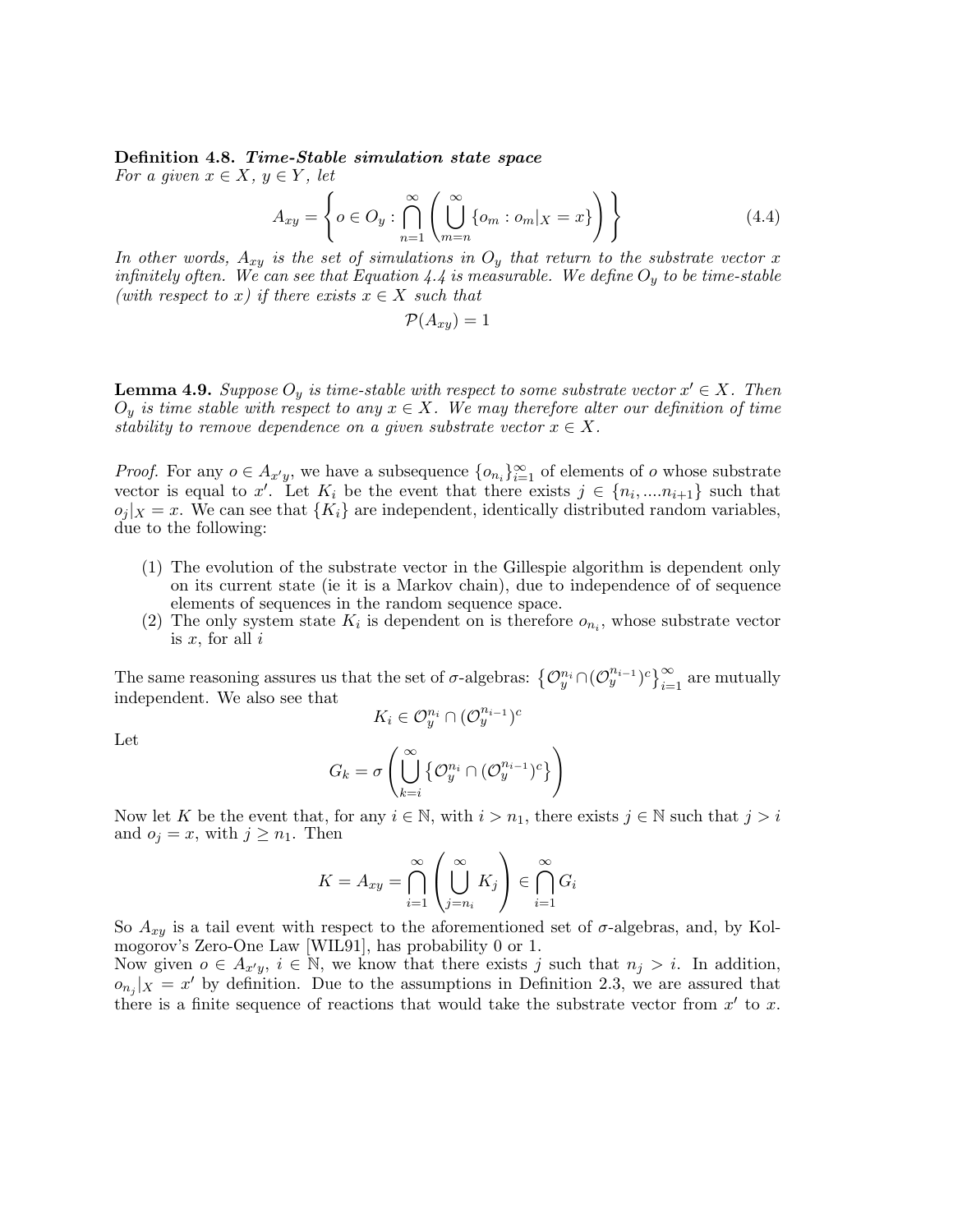**Definition 4.8.** ***Time-Stable simulation state space***
*For a given $x \in X$, $y \in Y$, let*

$$A_{xy} = \left\{ o \in O_y : \bigcap_{n=1}^{\infty} \left( \bigcup_{m=n}^{\infty} \{o_m : o_m|_X = x\} \right) \right\} \tag{4.4}$$

*In other words, $A_{xy}$ is the set of simulations in $O_y$ that return to the substrate vector $x$ infinitely often. We can see that Equation 4.4 is measurable. We define $O_y$ to be time-stable (with respect to $x$) if there exists $x \in X$ such that*

$$\mathcal{P}(A_{xy}) = 1$$

**Lemma 4.9.** *Suppose $O_y$ is time-stable with respect to some substrate vector $x' \in X$. Then $O_y$ is time stable with respect to any $x \in X$. We may therefore alter our definition of time stability to remove dependence on a given substrate vector $x \in X$.*

*Proof.* For any $o \in A_{x'y}$, we have a subsequence $\{o_{n_i}\}_{i=1}^{\infty}$ of elements of $o$ whose substrate vector is equal to $x'$. Let $K_i$ be the event that there exists $j \in \{n_i, ....n_{i+1}\}$ such that $o_j|_X = x$. We can see that $\{K_i\}$ are independent, identically distributed random variables, due to the following:

1. The evolution of the substrate vector in the Gillespie algorithm is dependent only on its current state (ie it is a Markov chain), due to independence of of sequence elements of sequences in the random sequence space.
2. The only system state $K_i$ is dependent on is therefore $o_{n_i}$, whose substrate vector is $x$, for all $i$

The same reasoning assures us that the set of $\sigma$-algebras: $\left\{\mathcal{O}_y^{n_i} \cap (\mathcal{O}_y^{n_{i-1}})^c\right\}_{i=1}^{\infty}$ are mutually independent. We also see that

$$K_i \in \mathcal{O}_y^{n_i} \cap (\mathcal{O}_y^{n_{i-1}})^c$$

Let

$$G_k = \sigma\left( \bigcup_{k=i}^{\infty} \left\{ \mathcal{O}_y^{n_i} \cap (\mathcal{O}_y^{n_{i-1}})^c \right\} \right)$$

Now let $K$ be the event that, for any $i \in \mathbb{N}$, with $i > n_1$, there exists $j \in \mathbb{N}$ such that $j > i$ and $o_j = x$, with $j \geq n_1$. Then

$$K = A_{xy} = \bigcap_{i=1}^{\infty} \left( \bigcup_{j=n_i}^{\infty} K_j \right) \in \bigcap_{i=1}^{\infty} G_i$$

So $A_{xy}$ is a tail event with respect to the aforementioned set of $\sigma$-algebras, and, by Kolmogorov's Zero-One Law [WIL91], has probability 0 or 1.
Now given $o \in A_{x'y}$, $i \in \mathbb{N}$, we know that there exists $j$ such that $n_j > i$. In addition, $o_{n_j}|_X = x'$ by definition. Due to the assumptions in Definition 2.3, we are assured that there is a finite sequence of reactions that would take the substrate vector from $x'$ to $x$.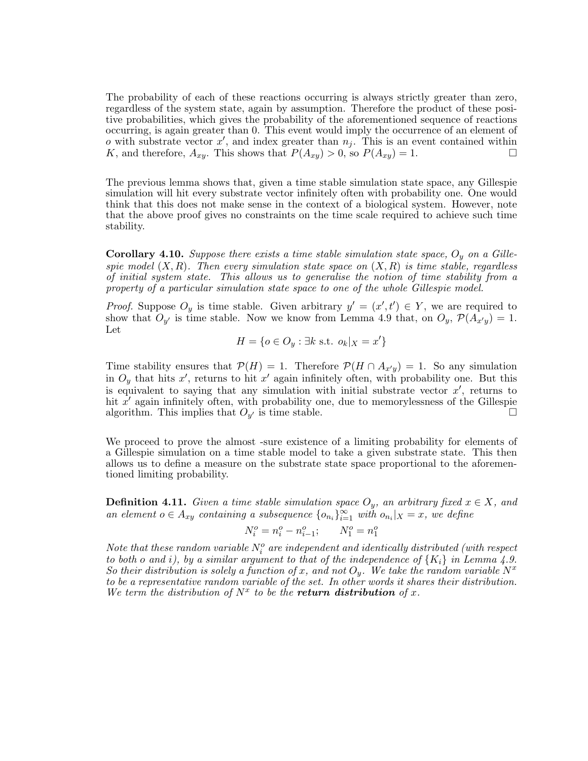The probability of each of these reactions occurring is always strictly greater than zero, regardless of the system state, again by assumption. Therefore the product of these positive probabilities, which gives the probability of the aforementioned sequence of reactions occurring, is again greater than 0. This event would imply the occurrence of an element of $o$ with substrate vector $x'$, and index greater than $n_j$. This is an event contained within $K$, and therefore, $A_{xy}$. This shows that $P(A_{xy}) > 0$, so $P(A_{xy}) = 1$. □

The previous lemma shows that, given a time stable simulation state space, any Gillespie simulation will hit every substrate vector infinitely often with probability one. One would think that this does not make sense in the context of a biological system. However, note that the above proof gives no constraints on the time scale required to achieve such time stability.

**Corollary 4.10.** *Suppose there exists a time stable simulation state space, $O_y$ on a Gillespie model $(X, R)$. Then every simulation state space on $(X, R)$ is time stable, regardless of initial system state. This allows us to generalise the notion of time stability from a property of a particular simulation state space to one of the whole Gillespie model.*

*Proof.* Suppose $O_y$ is time stable. Given arbitrary $y' = (x', t') \in Y$, we are required to show that $O_{y'}$ is time stable. Now we know from Lemma 4.9 that, on $O_y$, $\mathcal{P}(A_{x'y}) = 1$. Let

$$H = \{o \in O_y : \exists k \text{ s.t. } o_k|_X = x'\}$$

Time stability ensures that $\mathcal{P}(H) = 1$. Therefore $\mathcal{P}(H \cap A_{x'y}) = 1$. So any simulation in $O_y$ that hits $x'$, returns to hit $x'$ again infinitely often, with probability one. But this is equivalent to saying that any simulation with initial substrate vector $x'$, returns to hit $x'$ again infinitely often, with probability one, due to memorylessness of the Gillespie algorithm. This implies that $O_{y'}$ is time stable. □

We proceed to prove the almost -sure existence of a limiting probability for elements of a Gillespie simulation on a time stable model to take a given substrate state. This then allows us to define a measure on the substrate state space proportional to the aforementioned limiting probability.

**Definition 4.11.** *Given a time stable simulation space $O_y$, an arbitrary fixed $x \in X$, and an element $o \in A_{xy}$ containing a subsequence $\{o_{n_i}\}_{i=1}^{\infty}$ with $o_{n_i}|_X = x$, we define*

$$N_i^o = n_i^o - n_{i-1}^o; \qquad N_1^o = n_1^o$$

*Note that these random variable $N_i^o$ are independent and identically distributed (with respect to both $o$ and $i$), by a similar argument to that of the independence of $\{K_i\}$ in Lemma 4.9. So their distribution is solely a function of $x$, and not $O_y$. We take the random variable $N^x$ to be a representative random variable of the set. In other words it shares their distribution. We term the distribution of $N^x$ to be the **return distribution** of $x$.*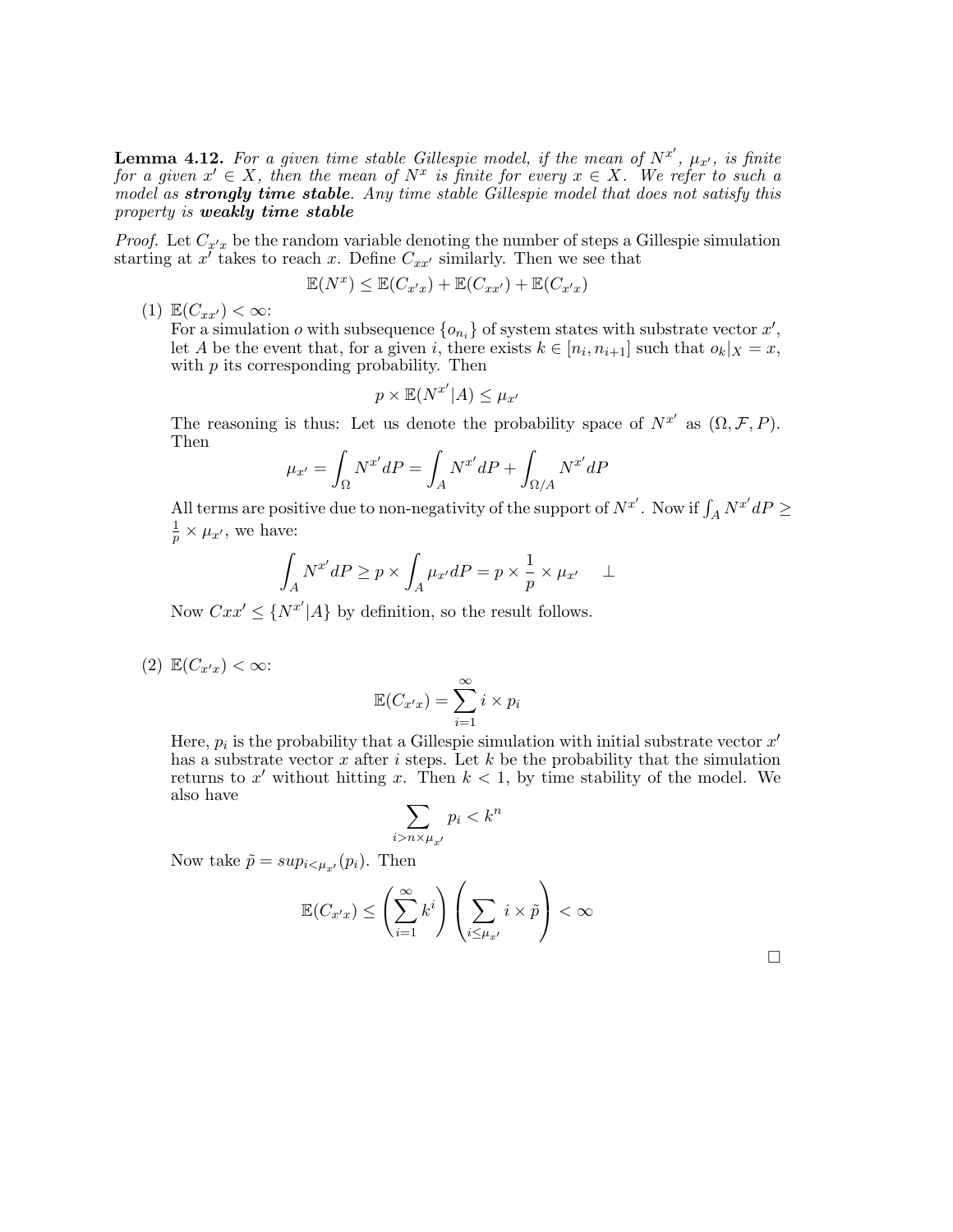**Lemma 4.12.** *For a given time stable Gillespie model, if the mean of $N^{x'}$, $\mu_{x'}$, is finite for a given $x' \in X$, then the mean of $N^x$ is finite for every $x \in X$. We refer to such a model as* ***strongly time stable****. Any time stable Gillespie model that does not satisfy this property is* ***weakly time stable***

*Proof.* Let $C_{x'x}$ be the random variable denoting the number of steps a Gillespie simulation starting at $x'$ takes to reach $x$. Define $C_{xx'}$ similarly. Then we see that

$$\mathbb{E}(N^x) \leq \mathbb{E}(C_{x'x}) + \mathbb{E}(C_{xx'}) + \mathbb{E}(C_{x'x})$$

(1) $\mathbb{E}(C_{xx'}) < \infty$:
For a simulation $o$ with subsequence $\{o_{n_i}\}$ of system states with substrate vector $x'$, let $A$ be the event that, for a given $i$, there exists $k \in [n_i, n_{i+1}]$ such that $o_k|_X = x$, with $p$ its corresponding probability. Then

$$p \times \mathbb{E}(N^{x'}|A) \leq \mu_{x'}$$

The reasoning is thus: Let us denote the probability space of $N^{x'}$ as $(\Omega, \mathcal{F}, P)$. Then

$$\mu_{x'} = \int_\Omega N^{x'} dP = \int_A N^{x'} dP + \int_{\Omega/A} N^{x'} dP$$

All terms are positive due to non-negativity of the support of $N^{x'}$. Now if $\int_A N^{x'} dP \geq \frac{1}{p} \times \mu_{x'}$, we have:

$$\int_A N^{x'} dP \geq p \times \int_A \mu_{x'} dP = p \times \frac{1}{p} \times \mu_{x'} \quad \perp$$

Now $Cxx' \leq \{N^{x'}|A\}$ by definition, so the result follows.

(2) $\mathbb{E}(C_{x'x}) < \infty$:

$$\mathbb{E}(C_{x'x}) = \sum_{i=1}^{\infty} i \times p_i$$

Here, $p_i$ is the probability that a Gillespie simulation with initial substrate vector $x'$ has a substrate vector $x$ after $i$ steps. Let $k$ be the probability that the simulation returns to $x'$ without hitting $x$. Then $k < 1$, by time stability of the model. We also have

$$\sum_{i > n \times \mu_{x'}} p_i < k^n$$

Now take $\tilde{p} = sup_{i<\mu_{x'}}(p_i)$. Then

$$\mathbb{E}(C_{x'x}) \leq \left(\sum_{i=1}^{\infty} k^i\right)\left(\sum_{i \leq \mu_{x'}} i \times \tilde{p}\right) < \infty$$

□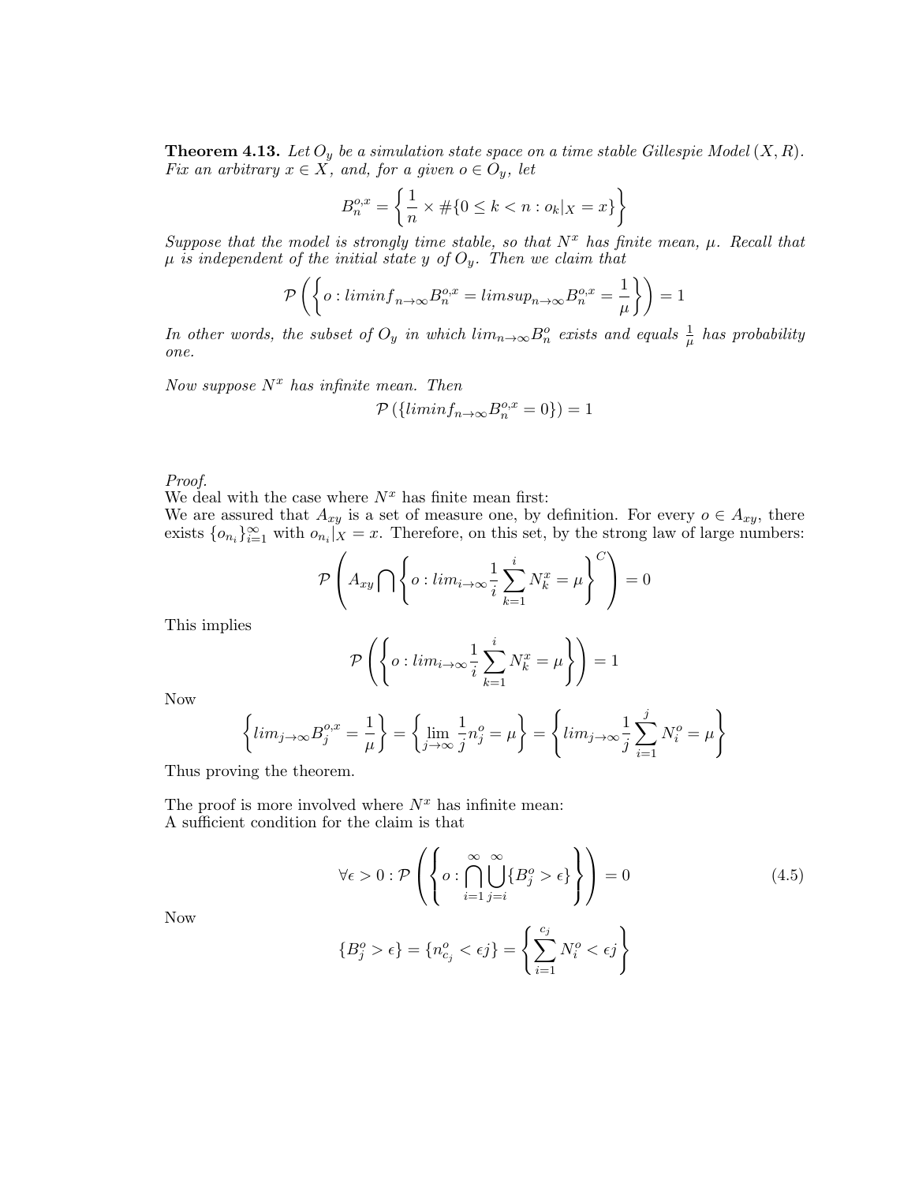**Theorem 4.13.** *Let $O_y$ be a simulation state space on a time stable Gillespie Model $(X, R)$. Fix an arbitrary $x \in X$, and, for a given $o \in O_y$, let*

$$B_n^{o,x} = \left\{ \frac{1}{n} \times \#\{0 \leq k < n : o_k|_X = x\} \right\}$$

*Suppose that the model is strongly time stable, so that $N^x$ has finite mean, $\mu$. Recall that $\mu$ is independent of the initial state $y$ of $O_y$. Then we claim that*

$$\mathcal{P}\left( \left\{ o : liminf_{n\to\infty} B_n^{o,x} = limsup_{n\to\infty} B_n^{o,x} = \frac{1}{\mu} \right\} \right) = 1$$

*In other words, the subset of $O_y$ in which $lim_{n\to\infty} B_n^o$ exists and equals $\frac{1}{\mu}$ has probability one.*

*Now suppose $N^x$ has infinite mean. Then*

$$\mathcal{P}\left( \{ liminf_{n\to\infty} B_n^{o,x} = 0 \} \right) = 1$$

*Proof.*
We deal with the case where $N^x$ has finite mean first:
We are assured that $A_{xy}$ is a set of measure one, by definition. For every $o \in A_{xy}$, there exists $\{o_{n_i}\}_{i=1}^{\infty}$ with $o_{n_i}|_X = x$. Therefore, on this set, by the strong law of large numbers:

$$\mathcal{P}\left( A_{xy} \bigcap \left\{ o : lim_{i\to\infty} \frac{1}{i} \sum_{k=1}^{i} N_k^x = \mu \right\}^C \right) = 0$$

This implies

$$\mathcal{P}\left( \left\{ o : lim_{i\to\infty} \frac{1}{i} \sum_{k=1}^{i} N_k^x = \mu \right\} \right) = 1$$

Now

$$\left\{ lim_{j\to\infty} B_j^{o,x} = \frac{1}{\mu} \right\} = \left\{ \lim_{j\to\infty} \frac{1}{j} n_j^o = \mu \right\} = \left\{ lim_{j\to\infty} \frac{1}{j} \sum_{i=1}^{j} N_i^o = \mu \right\}$$

Thus proving the theorem.

The proof is more involved where $N^x$ has infinite mean:
A sufficient condition for the claim is that

$$\forall \epsilon > 0 : \mathcal{P}\left( \left\{ o : \bigcap_{i=1}^{\infty} \bigcup_{j=i}^{\infty} \{B_j^o > \epsilon\} \right\} \right) = 0 \tag{4.5}$$

Now

$$\{B_j^o > \epsilon\} = \{n_{c_j}^o < \epsilon j\} = \left\{ \sum_{i=1}^{c_j} N_i^o < \epsilon j \right\}$$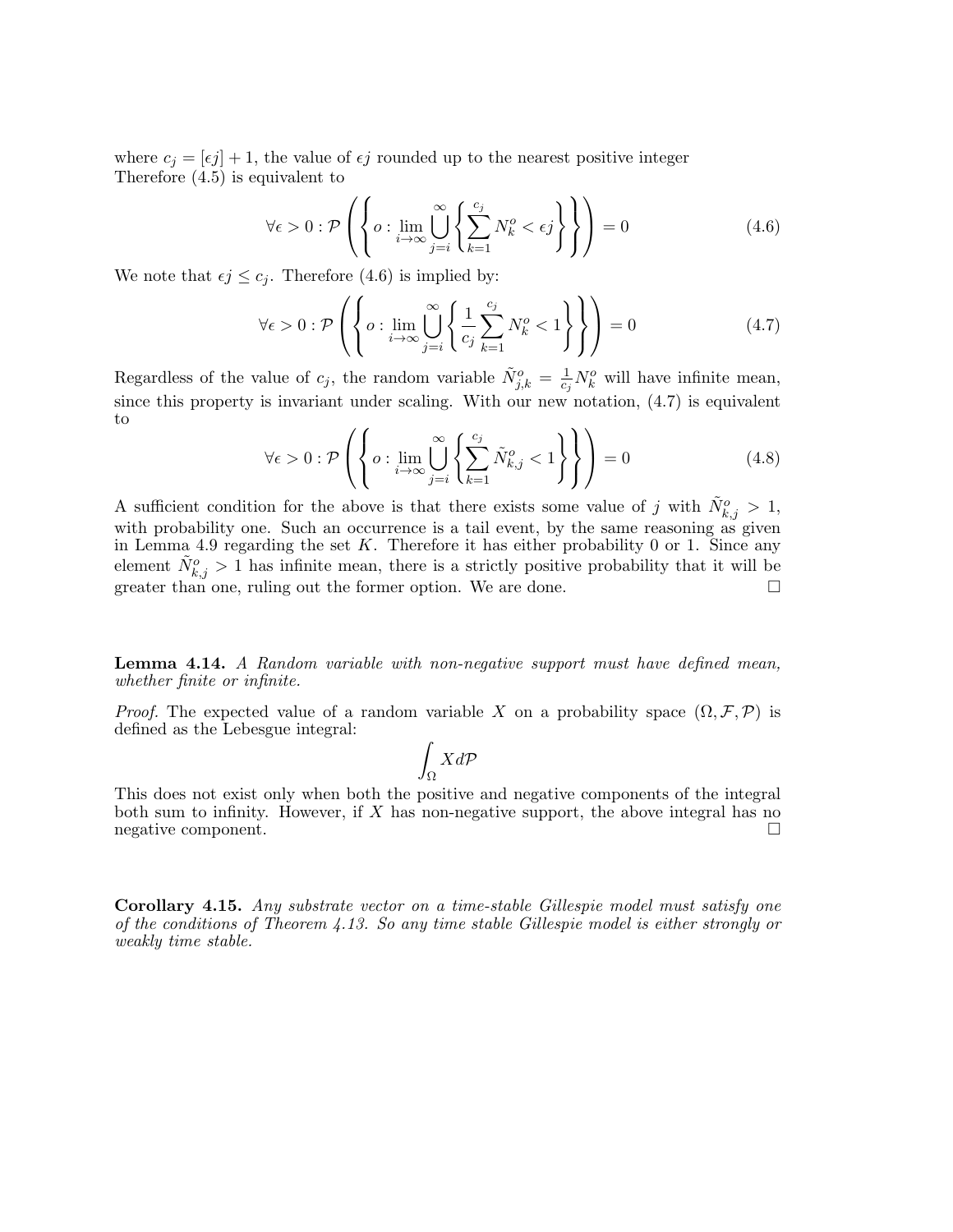where $c_j = [\epsilon j] + 1$, the value of $\epsilon j$ rounded up to the nearest positive integer
Therefore (4.5) is equivalent to

$$\forall \epsilon > 0 : \mathcal{P}\left(\left\{o : \lim_{i\to\infty} \bigcup_{j=i}^{\infty} \left\{\sum_{k=1}^{c_j} N_k^o < \epsilon j\right\}\right\}\right) = 0 \tag{4.6}$$

We note that $\epsilon j \leq c_j$. Therefore (4.6) is implied by:

$$\forall \epsilon > 0 : \mathcal{P}\left(\left\{o : \lim_{i\to\infty} \bigcup_{j=i}^{\infty} \left\{\frac{1}{c_j}\sum_{k=1}^{c_j} N_k^o < 1\right\}\right\}\right) = 0 \tag{4.7}$$

Regardless of the value of $c_j$, the random variable $\tilde{N}_{j,k}^o = \frac{1}{c_j} N_k^o$ will have infinite mean, since this property is invariant under scaling. With our new notation, (4.7) is equivalent to

$$\forall \epsilon > 0 : \mathcal{P}\left(\left\{o : \lim_{i\to\infty} \bigcup_{j=i}^{\infty} \left\{\sum_{k=1}^{c_j} \tilde{N}_{k,j}^o < 1\right\}\right\}\right) = 0 \tag{4.8}$$

A sufficient condition for the above is that there exists some value of $j$ with $\tilde{N}_{k,j}^o > 1$, with probability one. Such an occurrence is a tail event, by the same reasoning as given in Lemma 4.9 regarding the set $K$. Therefore it has either probability 0 or 1. Since any element $\tilde{N}_{k,j}^o > 1$ has infinite mean, there is a strictly positive probability that it will be greater than one, ruling out the former option. We are done. □

**Lemma 4.14.** *A Random variable with non-negative support must have defined mean, whether finite or infinite.*

*Proof.* The expected value of a random variable $X$ on a probability space $(\Omega, \mathcal{F}, \mathcal{P})$ is defined as the Lebesgue integral:

$$\int_\Omega X d\mathcal{P}$$

This does not exist only when both the positive and negative components of the integral both sum to infinity. However, if $X$ has non-negative support, the above integral has no negative component. □

**Corollary 4.15.** *Any substrate vector on a time-stable Gillespie model must satisfy one of the conditions of Theorem 4.13. So any time stable Gillespie model is either strongly or weakly time stable.*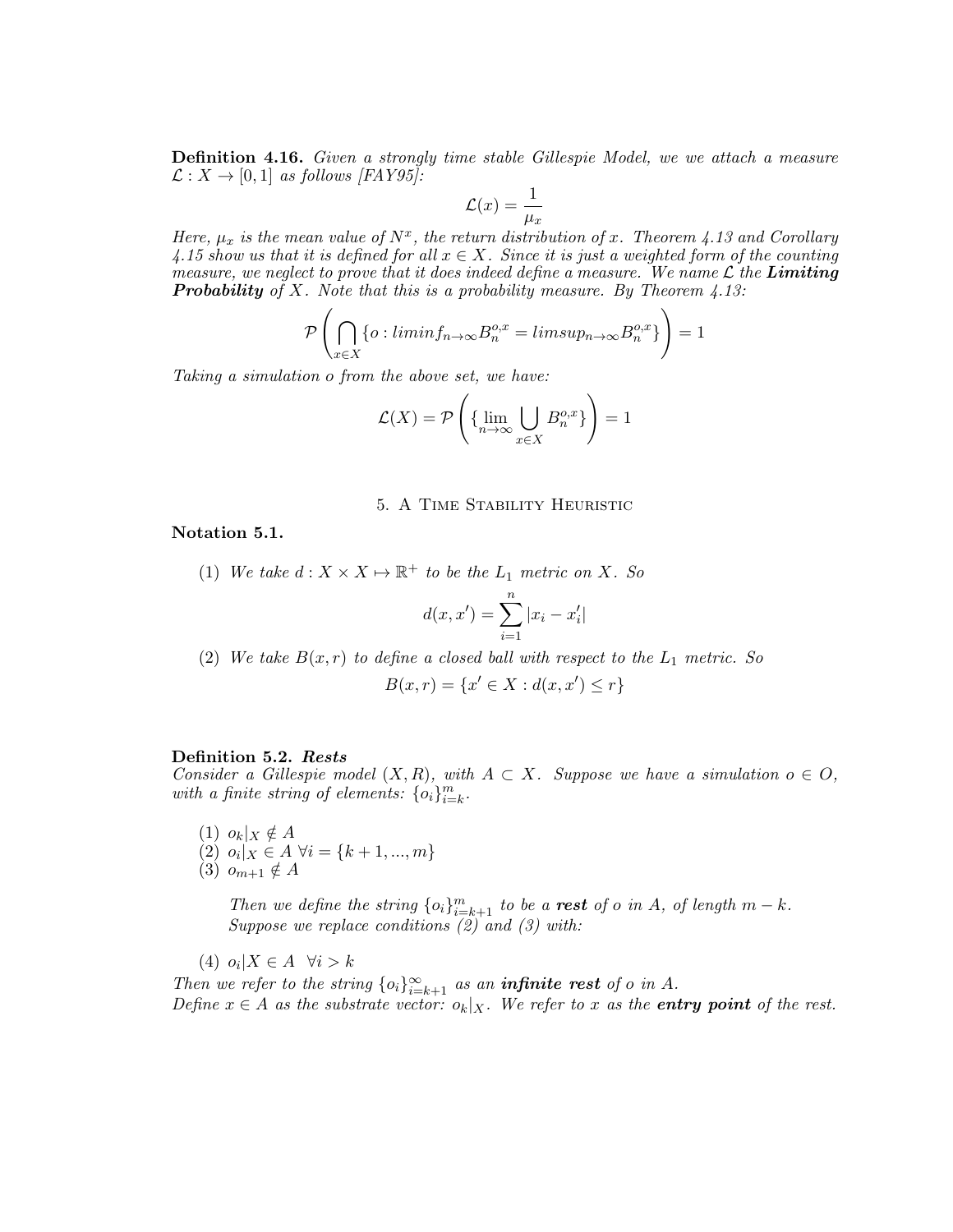**Definition 4.16.** *Given a strongly time stable Gillespie Model, we we attach a measure $\mathcal{L} : X \to [0,1]$ as follows [FAY95]:*

$$\mathcal{L}(x) = \frac{1}{\mu_x}$$

*Here, $\mu_x$ is the mean value of $N^x$, the return distribution of $x$. Theorem 4.13 and Corollary 4.15 show us that it is defined for all $x \in X$. Since it is just a weighted form of the counting measure, we neglect to prove that it does indeed define a measure. We name $\mathcal{L}$ the **Limiting Probability** of $X$. Note that this is a probability measure. By Theorem 4.13:*

$$\mathcal{P}\left(\bigcap_{x \in X} \{o : liminf_{n \to \infty} B_n^{o,x} = limsup_{n \to \infty} B_n^{o,x}\}\right) = 1$$

*Taking a simulation $o$ from the above set, we have:*

$$\mathcal{L}(X) = \mathcal{P}\left(\{\lim_{n \to \infty} \bigcup_{x \in X} B_n^{o,x}\}\right) = 1$$

## 5. A Time Stability Heuristic

**Notation 5.1.**

(1) *We take $d : X \times X \mapsto \mathbb{R}^+$ to be the $L_1$ metric on $X$. So*

$$d(x, x') = \sum_{i=1}^{n} |x_i - x'_i|$$

(2) *We take $B(x, r)$ to define a closed ball with respect to the $L_1$ metric. So*

$$B(x, r) = \{x' \in X : d(x, x') \leq r\}$$

**Definition 5.2. *Rests***
*Consider a Gillespie model $(X, R)$, with $A \subset X$. Suppose we have a simulation $o \in O$, with a finite string of elements: $\{o_i\}_{i=k}^{m}$.*

(1) $o_k|_X \notin A$
(2) $o_i|_X \in A \ \forall i = \{k+1, ..., m\}$
(3) $o_{m+1} \notin A$

*Then we define the string $\{o_i\}_{i=k+1}^{m}$ to be a **rest** of $o$ in $A$, of length $m - k$. Suppose we replace conditions (2) and (3) with:*

(4) $o_i|X \in A \quad \forall i > k$

*Then we refer to the string $\{o_i\}_{i=k+1}^{\infty}$ as an **infinite rest** of $o$ in $A$.*
*Define $x \in A$ as the substrate vector: $o_k|_X$. We refer to $x$ as the **entry point** of the rest.*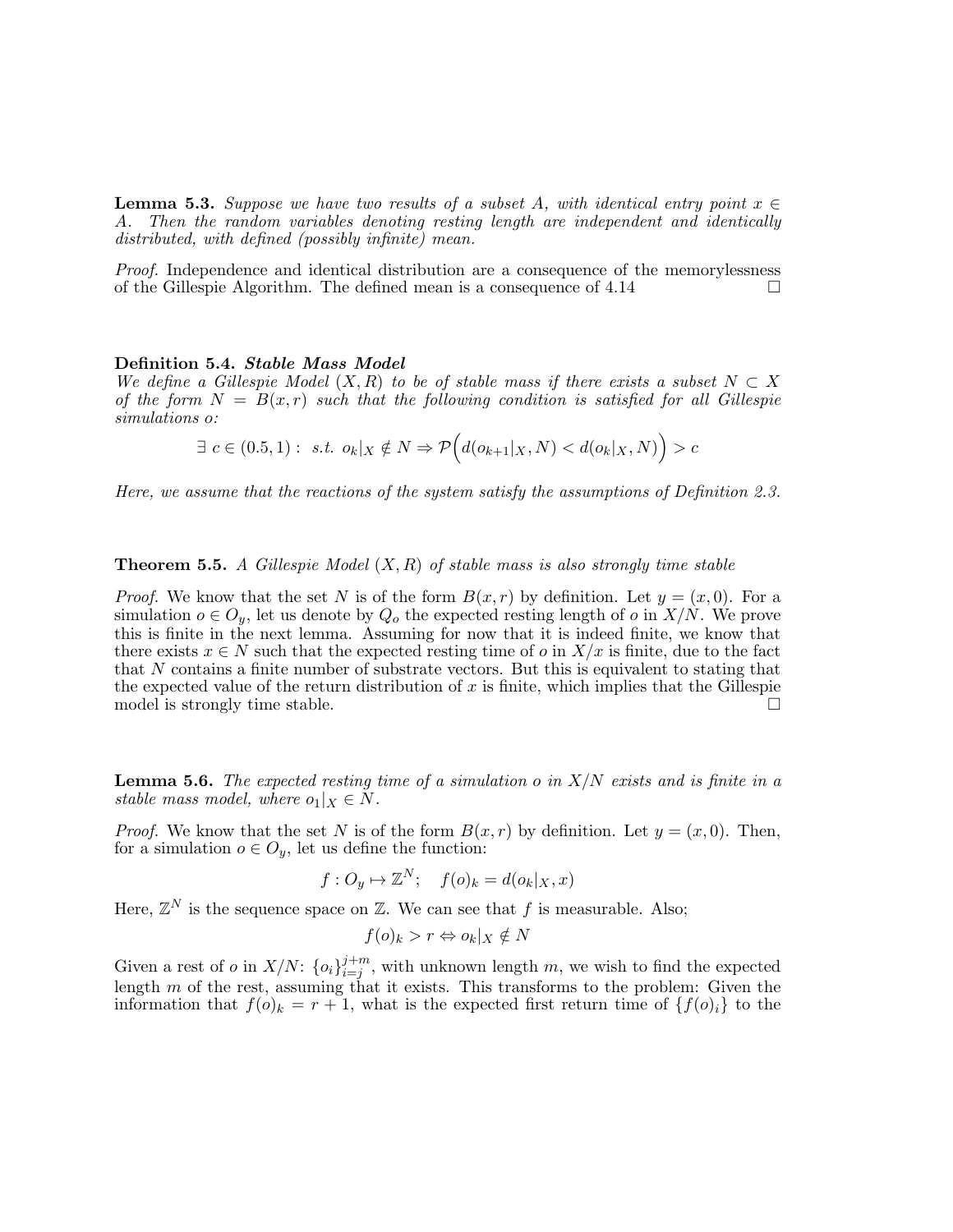**Lemma 5.3.** *Suppose we have two results of a subset $A$, with identical entry point $x \in A$. Then the random variables denoting resting length are independent and identically distributed, with defined (possibly infinite) mean.*

*Proof.* Independence and identical distribution are a consequence of the memorylessness of the Gillespie Algorithm. The defined mean is a consequence of 4.14 ☐

**Definition 5.4.** ***Stable Mass Model***
*We define a Gillespie Model $(X, R)$ to be of stable mass if there exists a subset $N \subset X$ of the form $N = B(x, r)$ such that the following condition is satisfied for all Gillespie simulations $o$:*

$$\exists\ c \in (0.5, 1):\ \ s.t.\ \ o_k|_X \notin N \Rightarrow \mathcal{P}\Big(d(o_{k+1}|_X, N) < d(o_k|_X, N)\Big) > c$$

*Here, we assume that the reactions of the system satisfy the assumptions of Definition 2.3.*

**Theorem 5.5.** *A Gillespie Model $(X, R)$ of stable mass is also strongly time stable*

*Proof.* We know that the set $N$ is of the form $B(x, r)$ by definition. Let $y = (x, 0)$. For a simulation $o \in O_y$, let us denote by $Q_o$ the expected resting length of $o$ in $X/N$. We prove this is finite in the next lemma. Assuming for now that it is indeed finite, we know that there exists $x \in N$ such that the expected resting time of $o$ in $X/x$ is finite, due to the fact that $N$ contains a finite number of substrate vectors. But this is equivalent to stating that the expected value of the return distribution of $x$ is finite, which implies that the Gillespie model is strongly time stable. ☐

**Lemma 5.6.** *The expected resting time of a simulation $o$ in $X/N$ exists and is finite in a stable mass model, where $o_1|_X \in N$.*

*Proof.* We know that the set $N$ is of the form $B(x, r)$ by definition. Let $y = (x, 0)$. Then, for a simulation $o \in O_y$, let us define the function:

$$f : O_y \mapsto \mathbb{Z}^N; \quad f(o)_k = d(o_k|_X, x)$$

Here, $\mathbb{Z}^N$ is the sequence space on $\mathbb{Z}$. We can see that $f$ is measurable. Also;

$$f(o)_k > r \Leftrightarrow o_k|_X \notin N$$

Given a rest of $o$ in $X/N$: $\{o_i\}_{i=j}^{j+m}$, with unknown length $m$, we wish to find the expected length $m$ of the rest, assuming that it exists. This transforms to the problem: Given the information that $f(o)_k = r + 1$, what is the expected first return time of $\{f(o)_i\}$ to the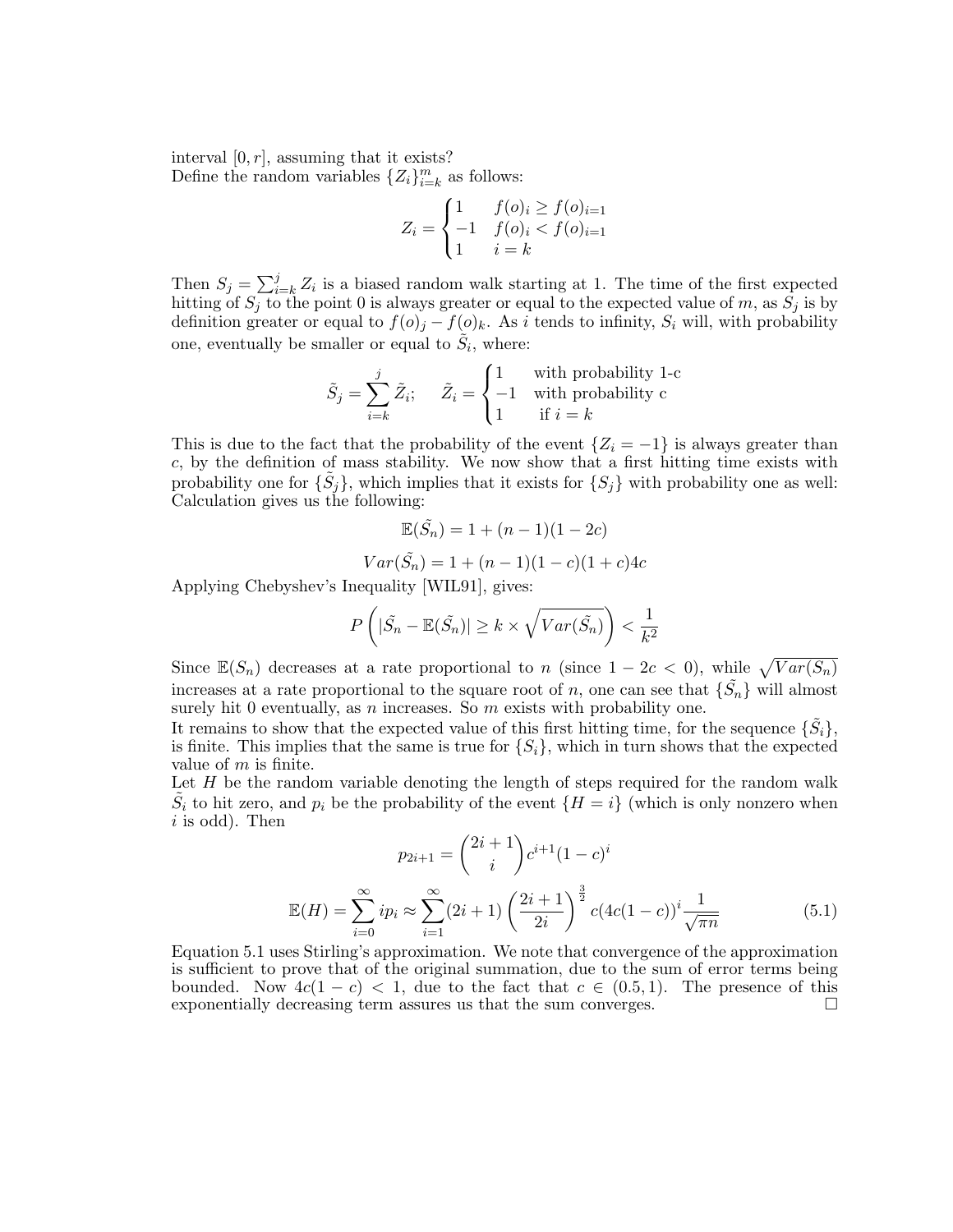interval $[0, r]$, assuming that it exists?
Define the random variables $\{Z_i\}_{i=k}^{m}$ as follows:

$$Z_i = \begin{cases} 1 & f(o)_i \geq f(o)_{i=1} \\ -1 & f(o)_i < f(o)_{i=1} \\ 1 & i = k \end{cases}$$

Then $S_j = \sum_{i=k}^{j} Z_i$ is a biased random walk starting at 1. The time of the first expected hitting of $S_j$ to the point 0 is always greater or equal to the expected value of $m$, as $S_j$ is by definition greater or equal to $f(o)_j - f(o)_k$. As $i$ tends to infinity, $S_i$ will, with probability one, eventually be smaller or equal to $\tilde{S}_i$, where:

$$\tilde{S}_j = \sum_{i=k}^{j} \tilde{Z}_i; \quad \tilde{Z}_i = \begin{cases} 1 & \text{with probability 1-c} \\ -1 & \text{with probability c} \\ 1 & \text{if } i = k \end{cases}$$

This is due to the fact that the probability of the event $\{Z_i = -1\}$ is always greater than $c$, by the definition of mass stability. We now show that a first hitting time exists with probability one for $\{\tilde{S}_j\}$, which implies that it exists for $\{S_j\}$ with probability one as well: Calculation gives us the following:

$$\mathbb{E}(\tilde{S_n}) = 1 + (n-1)(1-2c)$$

$$Var(\tilde{S_n}) = 1 + (n-1)(1-c)(1+c)4c$$

Applying Chebyshev's Inequality [WIL91], gives:

$$P\left(|\tilde{S_n} - \mathbb{E}(\tilde{S_n})| \geq k \times \sqrt{Var(\tilde{S_n})}\right) < \frac{1}{k^2}$$

Since $\mathbb{E}(S_n)$ decreases at a rate proportional to $n$ (since $1 - 2c < 0$), while $\sqrt{Var(S_n)}$ increases at a rate proportional to the square root of $n$, one can see that $\{\tilde{S_n}\}$ will almost surely hit 0 eventually, as $n$ increases. So $m$ exists with probability one.
It remains to show that the expected value of this first hitting time, for the sequence $\{\tilde{S_i}\}$, is finite. This implies that the same is true for $\{S_i\}$, which in turn shows that the expected value of $m$ is finite.
Let $H$ be the random variable denoting the length of steps required for the random walk $\tilde{S}_i$ to hit zero, and $p_i$ be the probability of the event $\{H = i\}$ (which is only nonzero when $i$ is odd). Then

$$p_{2i+1} = \binom{2i+1}{i} c^{i+1}(1-c)^i$$

$$\mathbb{E}(H) = \sum_{i=0}^{\infty} i p_i \approx \sum_{i=1}^{\infty} (2i+1) \left(\frac{2i+1}{2i}\right)^{\frac{3}{2}} c(4c(1-c))^i \frac{1}{\sqrt{\pi n}} \tag{5.1}$$

Equation 5.1 uses Stirling's approximation. We note that convergence of the approximation is sufficient to prove that of the original summation, due to the sum of error terms being bounded. Now $4c(1-c) < 1$, due to the fact that $c \in (0.5, 1)$. The presence of this exponentially decreasing term assures us that the sum converges. □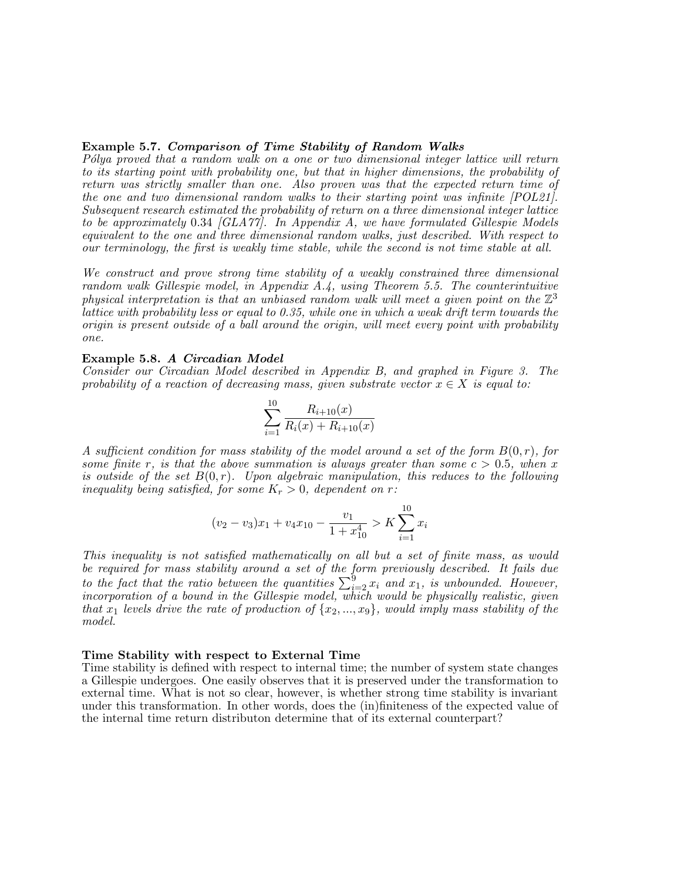**Example 5.7.** ***Comparison of Time Stability of Random Walks***
*Pólya proved that a random walk on a one or two dimensional integer lattice will return to its starting point with probability one, but that in higher dimensions, the probability of return was strictly smaller than one. Also proven was that the expected return time of the one and two dimensional random walks to their starting point was infinite [POL21]. Subsequent research estimated the probability of return on a three dimensional integer lattice to be approximately* 0.34 *[GLA77]. In Appendix A, we have formulated Gillespie Models equivalent to the one and three dimensional random walks, just described. With respect to our terminology, the first is weakly time stable, while the second is not time stable at all.*

*We construct and prove strong time stability of a weakly constrained three dimensional random walk Gillespie model, in Appendix A.4, using Theorem 5.5. The counterintuitive physical interpretation is that an unbiased random walk will meet a given point on the $\mathbb{Z}^3$ lattice with probability less or equal to 0.35, while one in which a weak drift term towards the origin is present outside of a ball around the origin, will meet every point with probability one.*

**Example 5.8.** ***A Circadian Model***
*Consider our Circadian Model described in Appendix B, and graphed in Figure 3. The probability of a reaction of decreasing mass, given substrate vector $x \in X$ is equal to:*

$$\sum_{i=1}^{10} \frac{R_{i+10}(x)}{R_i(x) + R_{i+10}(x)}$$

*A sufficient condition for mass stability of the model around a set of the form $B(0,r)$, for some finite $r$, is that the above summation is always greater than some $c > 0.5$, when $x$ is outside of the set $B(0,r)$. Upon algebraic manipulation, this reduces to the following inequality being satisfied, for some $K_r > 0$, dependent on $r$:*

$$(v_2 - v_3)x_1 + v_4 x_{10} - \frac{v_1}{1 + x_{10}^4} > K \sum_{i=1}^{10} x_i$$

*This inequality is not satisfied mathematically on all but a set of finite mass, as would be required for mass stability around a set of the form previously described. It fails due to the fact that the ratio between the quantities $\sum_{i=2}^{9} x_i$ and $x_1$, is unbounded. However, incorporation of a bound in the Gillespie model, which would be physically realistic, given that $x_1$ levels drive the rate of production of $\{x_2, ..., x_9\}$, would imply mass stability of the model.*

**Time Stability with respect to External Time**
Time stability is defined with respect to internal time; the number of system state changes a Gillespie undergoes. One easily observes that it is preserved under the transformation to external time. What is not so clear, however, is whether strong time stability is invariant under this transformation. In other words, does the (in)finiteness of the expected value of the internal time return distributon determine that of its external counterpart?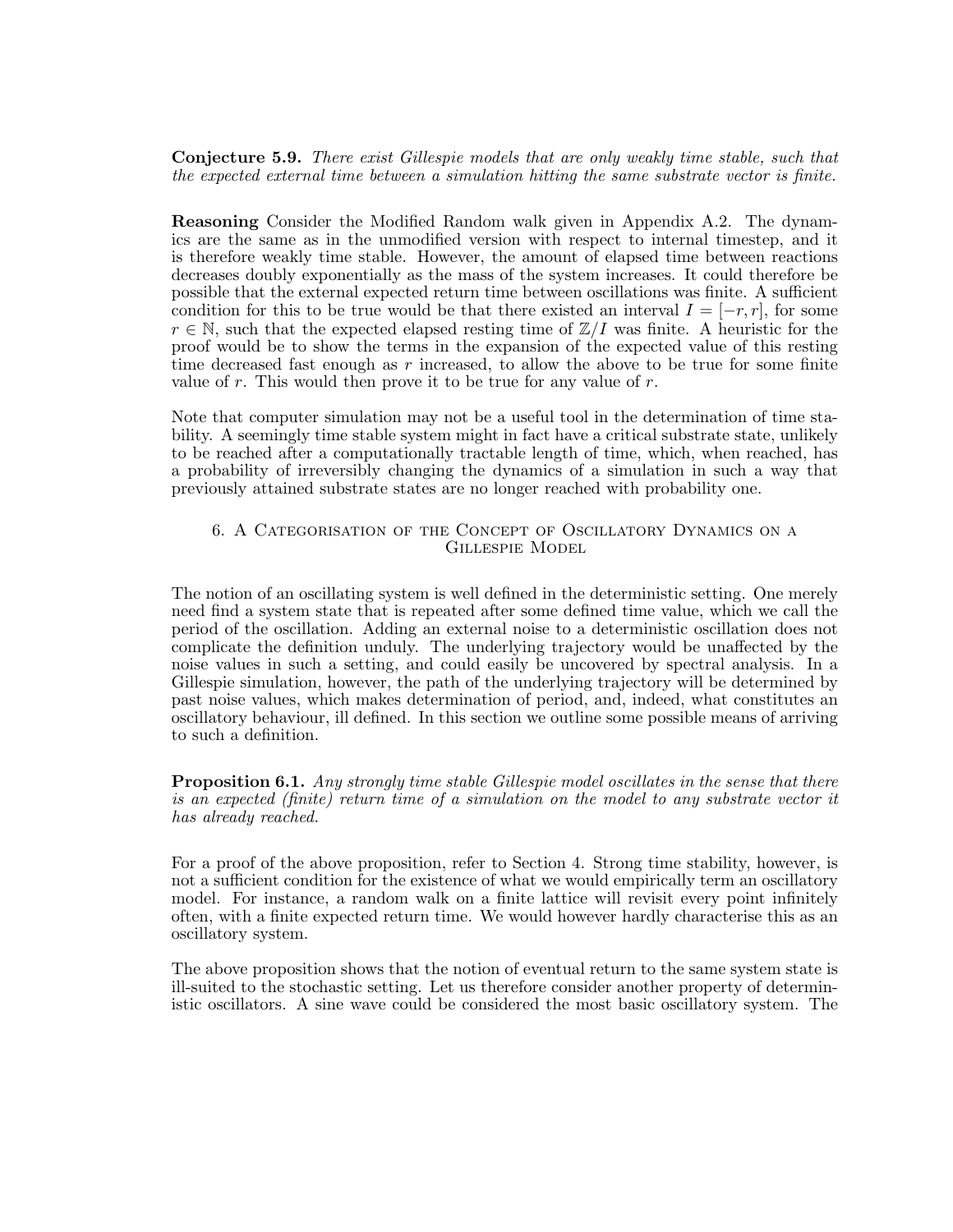**Conjecture 5.9.** *There exist Gillespie models that are only weakly time stable, such that the expected external time between a simulation hitting the same substrate vector is finite.*

**Reasoning** Consider the Modified Random walk given in Appendix A.2. The dynamics are the same as in the unmodified version with respect to internal timestep, and it is therefore weakly time stable. However, the amount of elapsed time between reactions decreases doubly exponentially as the mass of the system increases. It could therefore be possible that the external expected return time between oscillations was finite. A sufficient condition for this to be true would be that there existed an interval $I = [-r, r]$, for some $r \in \mathbb{N}$, such that the expected elapsed resting time of $\mathbb{Z}/I$ was finite. A heuristic for the proof would be to show the terms in the expansion of the expected value of this resting time decreased fast enough as $r$ increased, to allow the above to be true for some finite value of $r$. This would then prove it to be true for any value of $r$.

Note that computer simulation may not be a useful tool in the determination of time stability. A seemingly time stable system might in fact have a critical substrate state, unlikely to be reached after a computationally tractable length of time, which, when reached, has a probability of irreversibly changing the dynamics of a simulation in such a way that previously attained substrate states are no longer reached with probability one.

## 6. A Categorisation of the Concept of Oscillatory Dynamics on a Gillespie Model

The notion of an oscillating system is well defined in the deterministic setting. One merely need find a system state that is repeated after some defined time value, which we call the period of the oscillation. Adding an external noise to a deterministic oscillation does not complicate the definition unduly. The underlying trajectory would be unaffected by the noise values in such a setting, and could easily be uncovered by spectral analysis. In a Gillespie simulation, however, the path of the underlying trajectory will be determined by past noise values, which makes determination of period, and, indeed, what constitutes an oscillatory behaviour, ill defined. In this section we outline some possible means of arriving to such a definition.

**Proposition 6.1.** *Any strongly time stable Gillespie model oscillates in the sense that there is an expected (finite) return time of a simulation on the model to any substrate vector it has already reached.*

For a proof of the above proposition, refer to Section 4. Strong time stability, however, is not a sufficient condition for the existence of what we would empirically term an oscillatory model. For instance, a random walk on a finite lattice will revisit every point infinitely often, with a finite expected return time. We would however hardly characterise this as an oscillatory system.

The above proposition shows that the notion of eventual return to the same system state is ill-suited to the stochastic setting. Let us therefore consider another property of deterministic oscillators. A sine wave could be considered the most basic oscillatory system. The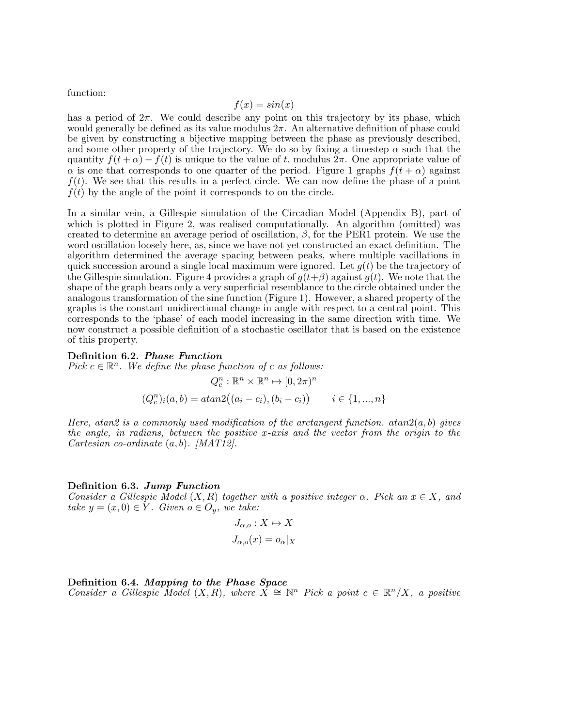function:

$$f(x) = sin(x)$$

has a period of $2\pi$. We could describe any point on this trajectory by its phase, which would generally be defined as its value modulus $2\pi$. An alternative definition of phase could be given by constructing a bijective mapping between the phase as previously described, and some other property of the trajectory. We do so by fixing a timestep $\alpha$ such that the quantity $f(t+\alpha) - f(t)$ is unique to the value of $t$, modulus $2\pi$. One appropriate value of $\alpha$ is one that corresponds to one quarter of the period. Figure 1 graphs $f(t+\alpha)$ against $f(t)$. We see that this results in a perfect circle. We can now define the phase of a point $f(t)$ by the angle of the point it corresponds to on the circle.

In a similar vein, a Gillespie simulation of the Circadian Model (Appendix B), part of which is plotted in Figure 2, was realised computationally. An algorithm (omitted) was created to determine an average period of oscillation, $\beta$, for the PER1 protein. We use the word oscillation loosely here, as, since we have not yet constructed an exact definition. The algorithm determined the average spacing between peaks, where multiple vacillations in quick succession around a single local maximum were ignored. Let $g(t)$ be the trajectory of the Gillespie simulation. Figure 4 provides a graph of $g(t+\beta)$ against $g(t)$. We note that the shape of the graph bears only a very superficial resemblance to the circle obtained under the analogous transformation of the sine function (Figure 1). However, a shared property of the graphs is the constant unidirectional change in angle with respect to a central point. This corresponds to the 'phase' of each model increasing in the same direction with time. We now construct a possible definition of a stochastic oscillator that is based on the existence of this property.

**Definition 6.2.** ***Phase Function***
*Pick $c \in \mathbb{R}^n$. We define the phase function of $c$ as follows:*

$$Q_c^n : \mathbb{R}^n \times \mathbb{R}^n \mapsto [0, 2\pi)^n$$

$$(Q_c^n)_i(a,b) = atan2\big((a_i - c_i), (b_i - c_i)\big) \qquad i \in \{1, ..., n\}$$

*Here, atan2 is a commonly used modification of the arctangent function. $atan2(a,b)$ gives the angle, in radians, between the positive x-axis and the vector from the origin to the Cartesian co-ordinate $(a,b)$. [MAT12].*

**Definition 6.3.** ***Jump Function***
*Consider a Gillespie Model $(X, R)$ together with a positive integer $\alpha$. Pick an $x \in X$, and take $y = (x, 0) \in Y$. Given $o \in O_y$, we take:*

$$J_{\alpha,o} : X \mapsto X$$

$$J_{\alpha,o}(x) = o_\alpha|_X$$

**Definition 6.4.** ***Mapping to the Phase Space***
*Consider a Gillespie Model $(X, R)$, where $X \cong \mathbb{N}^n$ Pick a point $c \in \mathbb{R}^n/X$, a positive*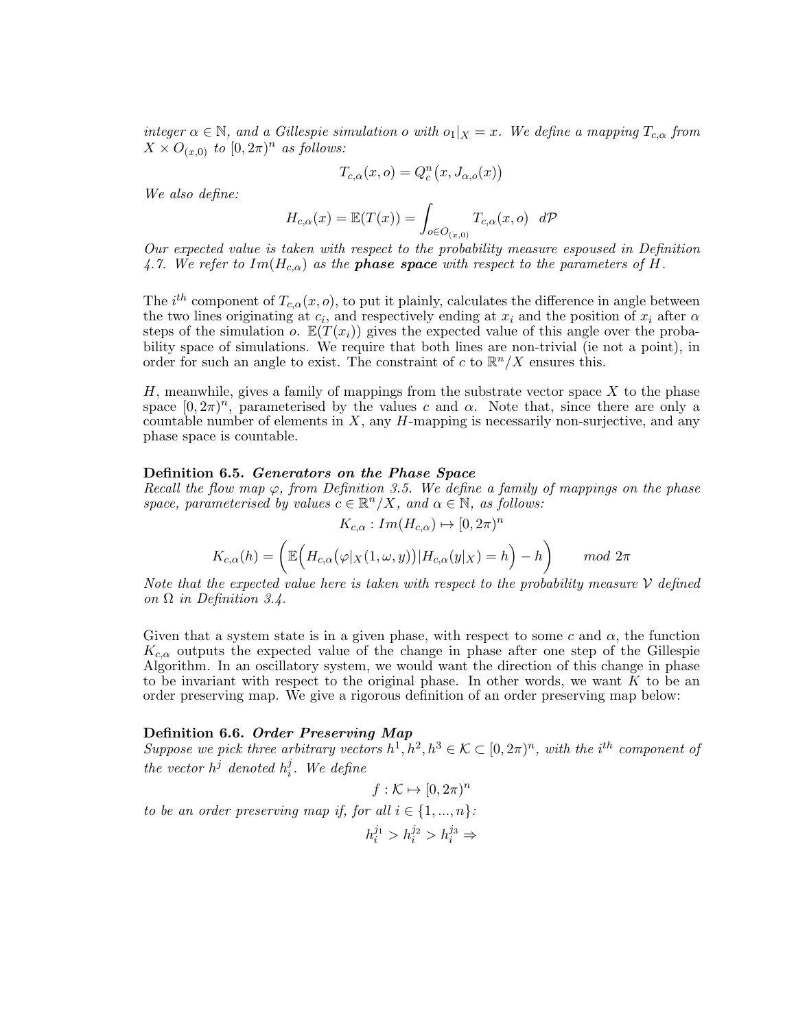*integer $\alpha \in \mathbb{N}$, and a Gillespie simulation $o$ with $o_1|_X = x$. We define a mapping $T_{c,\alpha}$ from $X \times O_{(x,0)}$ to $[0, 2\pi)^n$ as follows:*

$$T_{c,\alpha}(x, o) = Q_c^n\big(x, J_{\alpha,o}(x)\big)$$

*We also define:*

$$H_{c,\alpha}(x) = \mathbb{E}(T(x)) = \int_{o \in O_{(x,0)}} T_{c,\alpha}(x, o) \quad d\mathcal{P}$$

*Our expected value is taken with respect to the probability measure espoused in Definition 4.7. We refer to $Im(H_{c,\alpha})$ as the **phase space** with respect to the parameters of $H$.*

The $i^{th}$ component of $T_{c,\alpha}(x, o)$, to put it plainly, calculates the difference in angle between the two lines originating at $c_i$, and respectively ending at $x_i$ and the position of $x_i$ after $\alpha$ steps of the simulation $o$. $\mathbb{E}(T(x_i))$ gives the expected value of this angle over the probability space of simulations. We require that both lines are non-trivial (ie not a point), in order for such an angle to exist. The constraint of $c$ to $\mathbb{R}^n/X$ ensures this.

$H$, meanwhile, gives a family of mappings from the substrate vector space $X$ to the phase space $[0, 2\pi)^n$, parameterised by the values $c$ and $\alpha$. Note that, since there are only a countable number of elements in $X$, any $H$-mapping is necessarily non-surjective, and any phase space is countable.

**Definition 6.5.** ***Generators on the Phase Space***
*Recall the flow map $\varphi$, from Definition 3.5. We define a family of mappings on the phase space, parameterised by values $c \in \mathbb{R}^n/X$, and $\alpha \in \mathbb{N}$, as follows:*

$$K_{c,\alpha} : Im(H_{c,\alpha}) \mapsto [0, 2\pi)^n$$

$$K_{c,\alpha}(h) = \bigg(\mathbb{E}\Big(H_{c,\alpha}\big(\varphi|_X(1, \omega, y)\big)|H_{c,\alpha}(y|_X) = h\Big) - h\bigg) \qquad mod\ 2\pi$$

*Note that the expected value here is taken with respect to the probability measure $\mathcal{V}$ defined on $\Omega$ in Definition 3.4.*

Given that a system state is in a given phase, with respect to some $c$ and $\alpha$, the function $K_{c,\alpha}$ outputs the expected value of the change in phase after one step of the Gillespie Algorithm. In an oscillatory system, we would want the direction of this change in phase to be invariant with respect to the original phase. In other words, we want $K$ to be an order preserving map. We give a rigorous definition of an order preserving map below:

**Definition 6.6.** ***Order Preserving Map***
*Suppose we pick three arbitrary vectors $h^1, h^2, h^3 \in \mathcal{K} \subset [0, 2\pi)^n$, with the $i^{th}$ component of the vector $h^j$ denoted $h_i^j$. We define*

$$f : \mathcal{K} \mapsto [0, 2\pi)^n$$

*to be an order preserving map if, for all $i \in \{1, ..., n\}$:*

$$h_i^{j_1} > h_i^{j_2} > h_i^{j_3} \Rightarrow$$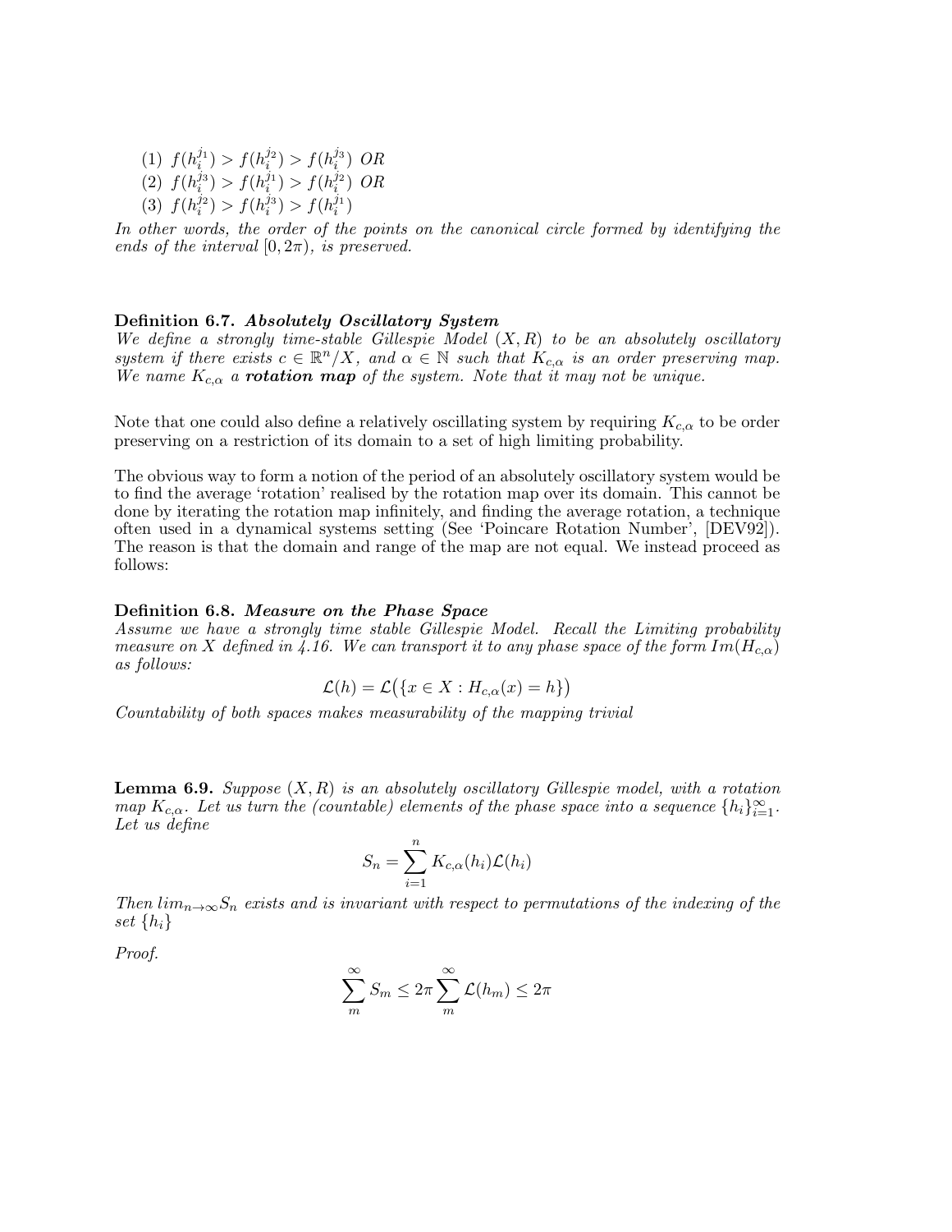(1) $f(h_i^{j_1}) > f(h_i^{j_2}) > f(h_i^{j_3})$ *OR*
(2) $f(h_i^{j_3}) > f(h_i^{j_1}) > f(h_i^{j_2})$ *OR*
(3) $f(h_i^{j_2}) > f(h_i^{j_3}) > f(h_i^{j_1})$

*In other words, the order of the points on the canonical circle formed by identifying the ends of the interval $[0, 2\pi)$, is preserved.*

**Definition 6.7.** ***Absolutely Oscillatory System***
*We define a strongly time-stable Gillespie Model $(X, R)$ to be an absolutely oscillatory system if there exists $c \in \mathbb{R}^n/X$, and $\alpha \in \mathbb{N}$ such that $K_{c,\alpha}$ is an order preserving map. We name $K_{c,\alpha}$ a **rotation map** of the system. Note that it may not be unique.*

Note that one could also define a relatively oscillating system by requiring $K_{c,\alpha}$ to be order preserving on a restriction of its domain to a set of high limiting probability.

The obvious way to form a notion of the period of an absolutely oscillatory system would be to find the average 'rotation' realised by the rotation map over its domain. This cannot be done by iterating the rotation map infinitely, and finding the average rotation, a technique often used in a dynamical systems setting (See 'Poincare Rotation Number', [DEV92]). The reason is that the domain and range of the map are not equal. We instead proceed as follows:

**Definition 6.8.** ***Measure on the Phase Space***
*Assume we have a strongly time stable Gillespie Model. Recall the Limiting probability measure on $X$ defined in 4.16. We can transport it to any phase space of the form $Im(H_{c,\alpha})$ as follows:*

$$\mathcal{L}(h) = \mathcal{L}\big(\{x \in X : H_{c,\alpha}(x) = h\}\big)$$

*Countability of both spaces makes measurability of the mapping trivial*

**Lemma 6.9.** *Suppose $(X, R)$ is an absolutely oscillatory Gillespie model, with a rotation map $K_{c,\alpha}$. Let us turn the (countable) elements of the phase space into a sequence $\{h_i\}_{i=1}^{\infty}$. Let us define*

$$S_n = \sum_{i=1}^{n} K_{c,\alpha}(h_i)\mathcal{L}(h_i)$$

*Then $lim_{n\to\infty} S_n$ exists and is invariant with respect to permutations of the indexing of the set $\{h_i\}$*

*Proof.*

$$\sum_{m}^{\infty} S_m \leq 2\pi \sum_{m}^{\infty} \mathcal{L}(h_m) \leq 2\pi$$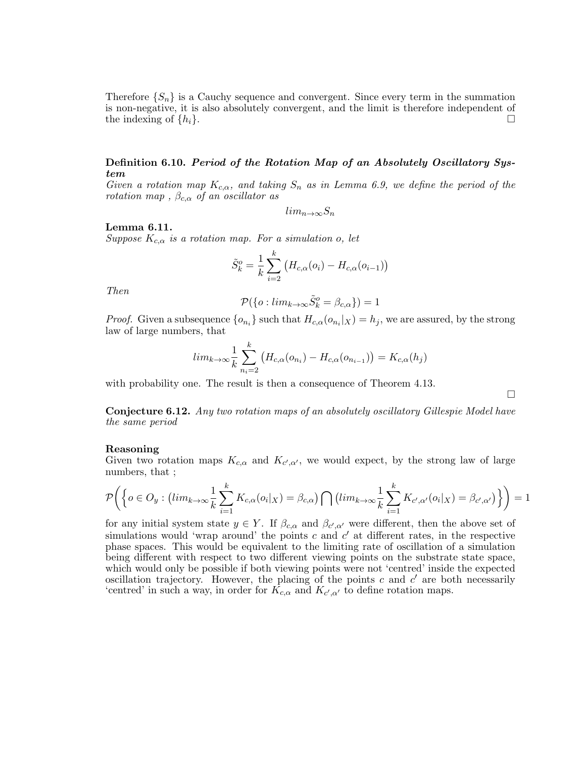Therefore $\{S_n\}$ is a Cauchy sequence and convergent. Since every term in the summation is non-negative, it is also absolutely convergent, and the limit is therefore independent of the indexing of $\{h_i\}$. $\square$

**Definition 6.10.** ***Period of the Rotation Map of an Absolutely Oscillatory System***

*Given a rotation map $K_{c,\alpha}$, and taking $S_n$ as in Lemma 6.9, we define the period of the rotation map , $\beta_{c,\alpha}$ of an oscillator as*

$$lim_{n\to\infty} S_n$$

**Lemma 6.11.**

*Suppose $K_{c,\alpha}$ is a rotation map. For a simulation $o$, let*

$$\tilde{S}^o_k = \frac{1}{k}\sum_{i=2}^{k}\big(H_{c,\alpha}(o_i) - H_{c,\alpha}(o_{i-1})\big)$$

*Then*

$$\mathcal{P}(\{o : lim_{k\to\infty}\tilde{S}^o_k = \beta_{c,\alpha}\}) = 1$$

*Proof.* Given a subsequence $\{o_{n_i}\}$ such that $H_{c,\alpha}(o_{n_i}|_X) = h_j$, we are assured, by the strong law of large numbers, that

$$lim_{k\to\infty}\frac{1}{k}\sum_{n_i=2}^{k}\big(H_{c,\alpha}(o_{n_i}) - H_{c,\alpha}(o_{n_{i-1}})\big) = K_{c,\alpha}(h_j)$$

with probability one. The result is then a consequence of Theorem 4.13. $\square$

**Conjecture 6.12.** *Any two rotation maps of an absolutely oscillatory Gillespie Model have the same period*

**Reasoning**

Given two rotation maps $K_{c,\alpha}$ and $K_{c',\alpha'}$, we would expect, by the strong law of large numbers, that ;

$$\mathcal{P}\bigg(\Big\{o \in O_y : \big(lim_{k\to\infty}\frac{1}{k}\sum_{i=1}^{k}K_{c,\alpha}(o_i|_X) = \beta_{c,\alpha}\big)\bigcap\big(lim_{k\to\infty}\frac{1}{k}\sum_{i=1}^{k}K_{c',\alpha'}(o_i|_X) = \beta_{c',\alpha'}\big)\Big\}\bigg) = 1$$

for any initial system state $y \in Y$. If $\beta_{c,\alpha}$ and $\beta_{c',\alpha'}$ were different, then the above set of simulations would 'wrap around' the points $c$ and $c'$ at different rates, in the respective phase spaces. This would be equivalent to the limiting rate of oscillation of a simulation being different with respect to two different viewing points on the substrate state space, which would only be possible if both viewing points were not 'centred' inside the expected oscillation trajectory. However, the placing of the points $c$ and $c'$ are both necessarily 'centred' in such a way, in order for $K_{c,\alpha}$ and $K_{c',\alpha'}$ to define rotation maps.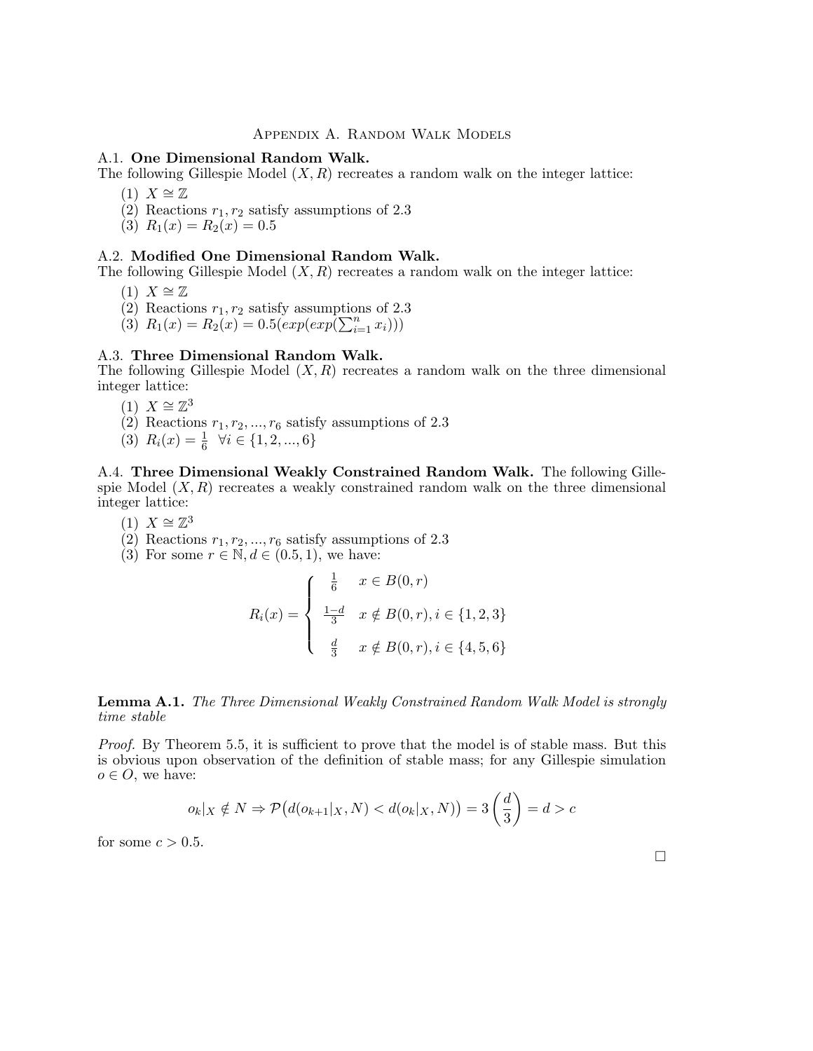# Appendix A. Random Walk Models

## A.1. One Dimensional Random Walk.

The following Gillespie Model $(X, R)$ recreates a random walk on the integer lattice:

(1) $X \cong \mathbb{Z}$
(2) Reactions $r_1, r_2$ satisfy assumptions of 2.3
(3) $R_1(x) = R_2(x) = 0.5$

## A.2. Modified One Dimensional Random Walk.

The following Gillespie Model $(X, R)$ recreates a random walk on the integer lattice:

(1) $X \cong \mathbb{Z}$
(2) Reactions $r_1, r_2$ satisfy assumptions of 2.3
(3) $R_1(x) = R_2(x) = 0.5(exp(exp(\sum_{i=1}^{n} x_i)))$

## A.3. Three Dimensional Random Walk.

The following Gillespie Model $(X, R)$ recreates a random walk on the three dimensional integer lattice:

(1) $X \cong \mathbb{Z}^3$
(2) Reactions $r_1, r_2, ..., r_6$ satisfy assumptions of 2.3
(3) $R_i(x) = \frac{1}{6} \;\; \forall i \in \{1, 2, ..., 6\}$

**A.4. Three Dimensional Weakly Constrained Random Walk.** The following Gillespie Model $(X, R)$ recreates a weakly constrained random walk on the three dimensional integer lattice:

(1) $X \cong \mathbb{Z}^3$
(2) Reactions $r_1, r_2, ..., r_6$ satisfy assumptions of 2.3
(3) For some $r \in \mathbb{N}, d \in (0.5, 1)$, we have:

$$R_i(x) = \begin{cases} \frac{1}{6} & x \in B(0, r) \\ \frac{1-d}{3} & x \notin B(0, r), i \in \{1, 2, 3\} \\ \frac{d}{3} & x \notin B(0, r), i \in \{4, 5, 6\} \end{cases}$$

**Lemma A.1.** *The Three Dimensional Weakly Constrained Random Walk Model is strongly time stable*

*Proof.* By Theorem 5.5, it is sufficient to prove that the model is of stable mass. But this is obvious upon observation of the definition of stable mass; for any Gillespie simulation $o \in O$, we have:

$$o_k|_X \notin N \Rightarrow \mathcal{P}\big(d(o_{k+1}|_X, N) < d(o_k|_X, N)\big) = 3\left(\frac{d}{3}\right) = d > c$$

for some $c > 0.5$.

□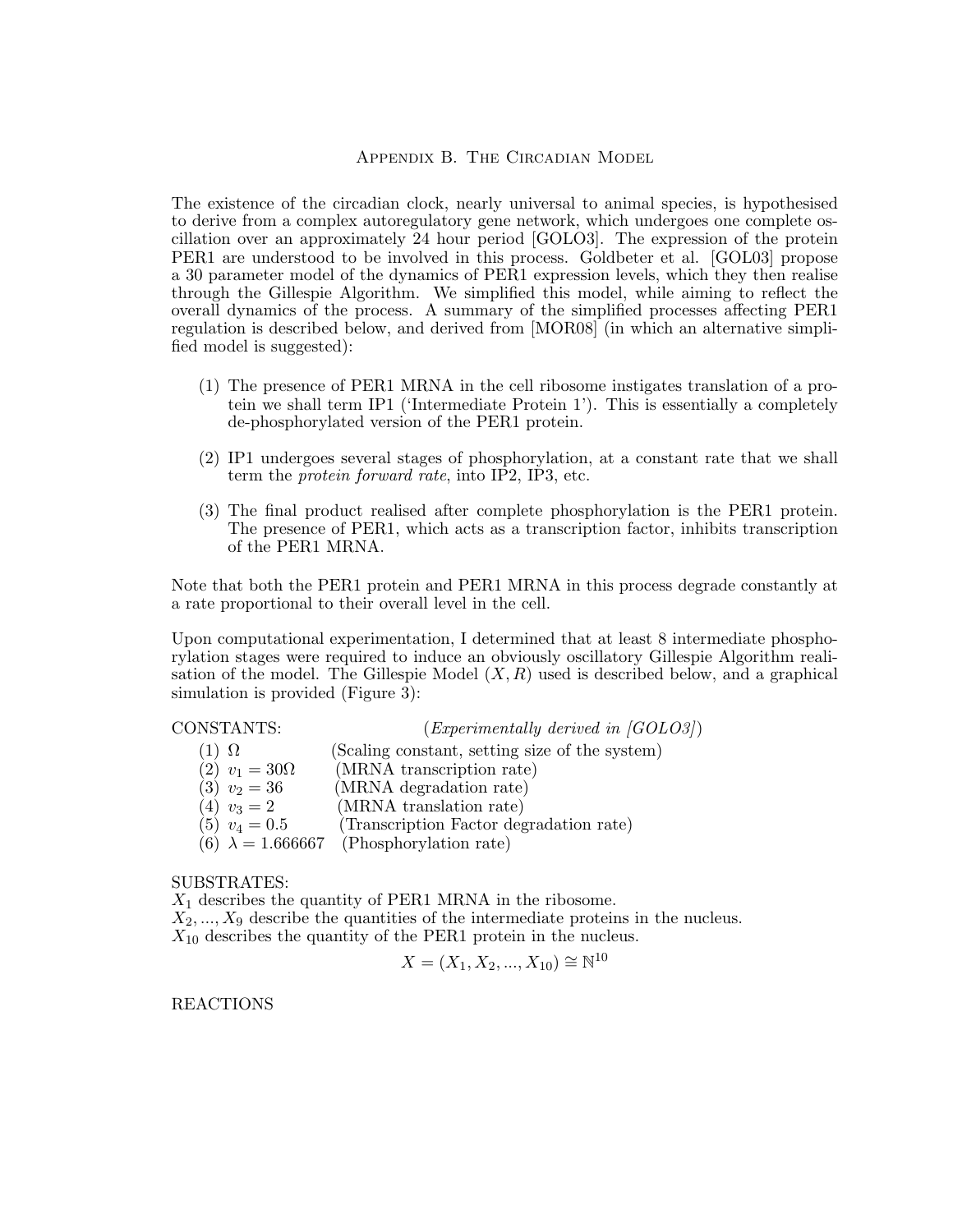## Appendix B. The Circadian Model

The existence of the circadian clock, nearly universal to animal species, is hypothesised to derive from a complex autoregulatory gene network, which undergoes one complete oscillation over an approximately 24 hour period [GOLO3]. The expression of the protein PER1 are understood to be involved in this process. Goldbeter et al. [GOL03] propose a 30 parameter model of the dynamics of PER1 expression levels, which they then realise through the Gillespie Algorithm. We simplified this model, while aiming to reflect the overall dynamics of the process. A summary of the simplified processes affecting PER1 regulation is described below, and derived from [MOR08] (in which an alternative simplified model is suggested):

1. The presence of PER1 MRNA in the cell ribosome instigates translation of a protein we shall term IP1 ('Intermediate Protein 1'). This is essentially a completely de-phosphorylated version of the PER1 protein.
2. IP1 undergoes several stages of phosphorylation, at a constant rate that we shall term the *protein forward rate*, into IP2, IP3, etc.
3. The final product realised after complete phosphorylation is the PER1 protein. The presence of PER1, which acts as a transcription factor, inhibits transcription of the PER1 MRNA.

Note that both the PER1 protein and PER1 MRNA in this process degrade constantly at a rate proportional to their overall level in the cell.

Upon computational experimentation, I determined that at least 8 intermediate phosphorylation stages were required to induce an obviously oscillatory Gillespie Algorithm realisation of the model. The Gillespie Model $(X, R)$ used is described below, and a graphical simulation is provided (Figure 3):

CONSTANTS: (*Experimentally derived in [GOLO3]*)

1. $\Omega$ (Scaling constant, setting size of the system)
2. $v_1 = 30\Omega$ (MRNA transcription rate)
3. $v_2 = 36$ (MRNA degradation rate)
4. $v_3 = 2$ (MRNA translation rate)
5. $v_4 = 0.5$ (Transcription Factor degradation rate)
6. $\lambda = 1.666667$ (Phosphorylation rate)

SUBSTRATES:
$X_1$ describes the quantity of PER1 MRNA in the ribosome.
$X_2, ..., X_9$ describe the quantities of the intermediate proteins in the nucleus.
$X_{10}$ describes the quantity of the PER1 protein in the nucleus.

$$X = (X_1, X_2, ..., X_{10}) \cong \mathbb{N}^{10}$$

REACTIONS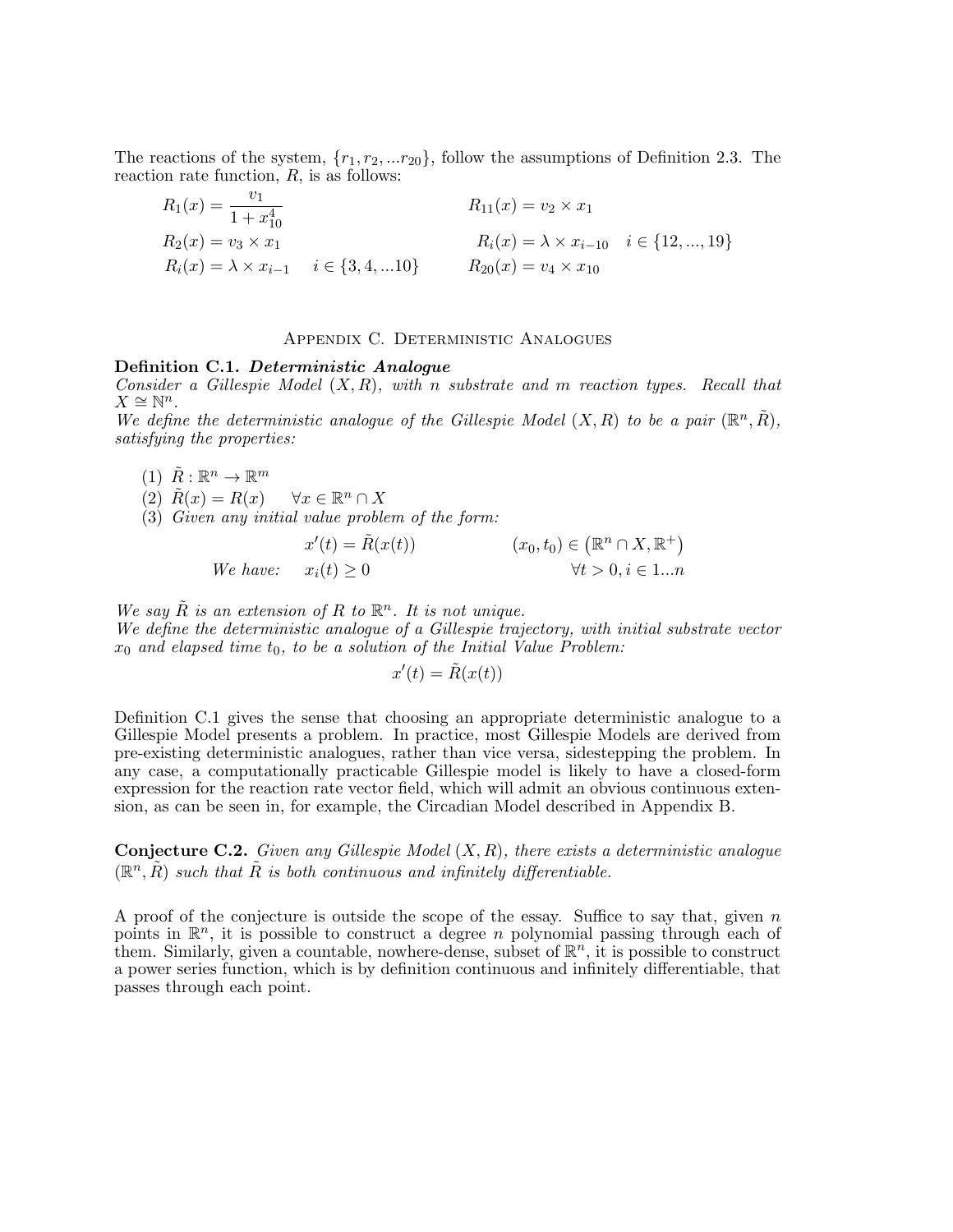The reactions of the system, $\{r_1, r_2, ...r_{20}\}$, follow the assumptions of Definition 2.3. The reaction rate function, $R$, is as follows:

$$R_1(x) = \frac{v_1}{1 + x_{10}^4} \qquad\qquad R_{11}(x) = v_2 \times x_1$$

$$R_2(x) = v_3 \times x_1 \qquad\qquad R_i(x) = \lambda \times x_{i-10} \quad i \in \{12, ..., 19\}$$

$$R_i(x) = \lambda \times x_{i-1} \quad i \in \{3, 4, ...10\} \qquad\qquad R_{20}(x) = v_4 \times x_{10}$$

## Appendix C. Deterministic Analogues

**Definition C.1.** ***Deterministic Analogue***
*Consider a Gillespie Model $(X, R)$, with $n$ substrate and $m$ reaction types. Recall that $X \cong \mathbb{N}^n$.*
*We define the deterministic analogue of the Gillespie Model $(X, R)$ to be a pair $(\mathbb{R}^n, \tilde{R})$, satisfying the properties:*

1. $\tilde{R} : \mathbb{R}^n \to \mathbb{R}^m$
2. $\tilde{R}(x) = R(x) \quad \forall x \in \mathbb{R}^n \cap X$
3. *Given any initial value problem of the form:*

$$x'(t) = \tilde{R}(x(t)) \qquad\qquad (x_0, t_0) \in \left(\mathbb{R}^n \cap X, \mathbb{R}^+\right)$$

$$\text{We have:} \quad x_i(t) \geq 0 \qquad\qquad \forall t > 0, i \in 1...n$$

*We say $\tilde{R}$ is an extension of $R$ to $\mathbb{R}^n$. It is not unique.*
*We define the deterministic analogue of a Gillespie trajectory, with initial substrate vector $x_0$ and elapsed time $t_0$, to be a solution of the Initial Value Problem:*

$$x'(t) = \tilde{R}(x(t))$$

Definition C.1 gives the sense that choosing an appropriate deterministic analogue to a Gillespie Model presents a problem. In practice, most Gillespie Models are derived from pre-existing deterministic analogues, rather than vice versa, sidestepping the problem. In any case, a computationally practicable Gillespie model is likely to have a closed-form expression for the reaction rate vector field, which will admit an obvious continuous extension, as can be seen in, for example, the Circadian Model described in Appendix B.

**Conjecture C.2.** *Given any Gillespie Model $(X, R)$, there exists a deterministic analogue $(\mathbb{R}^n, \tilde{R})$ such that $\tilde{R}$ is both continuous and infinitely differentiable.*

A proof of the conjecture is outside the scope of the essay. Suffice to say that, given $n$ points in $\mathbb{R}^n$, it is possible to construct a degree $n$ polynomial passing through each of them. Similarly, given a countable, nowhere-dense, subset of $\mathbb{R}^n$, it is possible to construct a power series function, which is by definition continuous and infinitely differentiable, that passes through each point.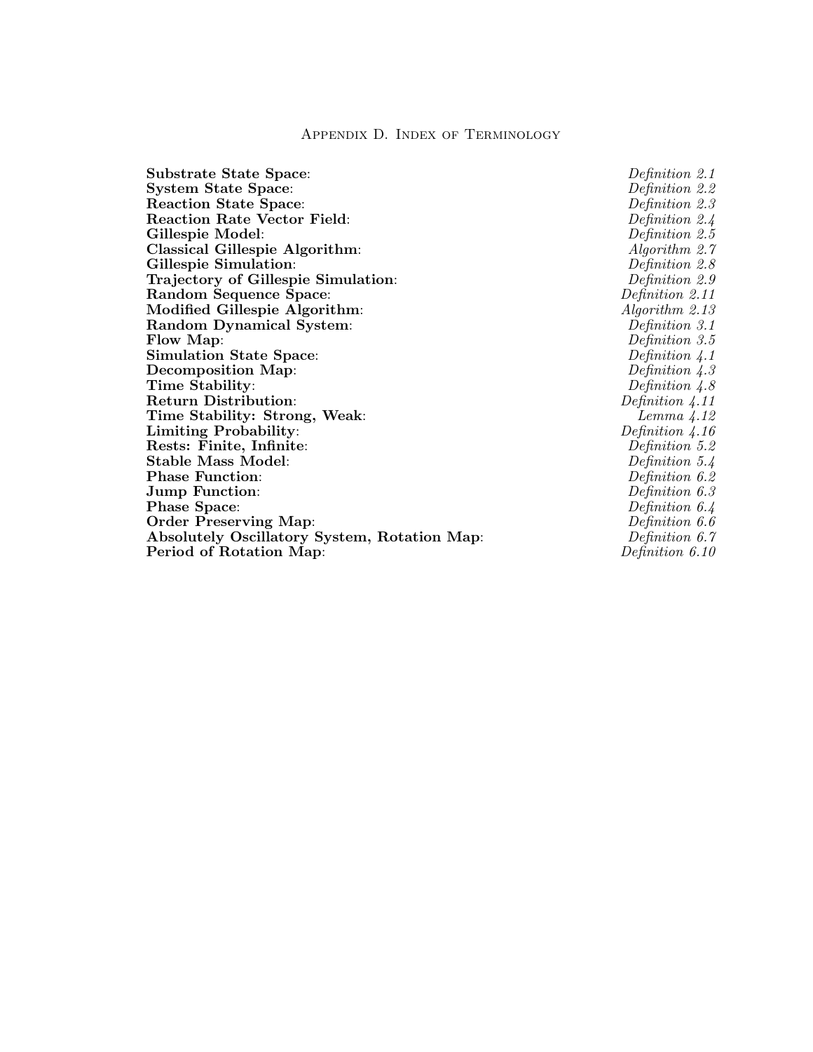# Appendix D. Index of Terminology

**Substrate State Space**: *Definition 2.1*
**System State Space**: *Definition 2.2*
**Reaction State Space**: *Definition 2.3*
**Reaction Rate Vector Field**: *Definition 2.4*
**Gillespie Model**: *Definition 2.5*
**Classical Gillespie Algorithm**: *Algorithm 2.7*
**Gillespie Simulation**: *Definition 2.8*
**Trajectory of Gillespie Simulation**: *Definition 2.9*
**Random Sequence Space**: *Definition 2.11*
**Modified Gillespie Algorithm**: *Algorithm 2.13*
**Random Dynamical System**: *Definition 3.1*
**Flow Map**: *Definition 3.5*
**Simulation State Space**: *Definition 4.1*
**Decomposition Map**: *Definition 4.3*
**Time Stability**: *Definition 4.8*
**Return Distribution**: *Definition 4.11*
**Time Stability: Strong, Weak**: *Lemma 4.12*
**Limiting Probability**: *Definition 4.16*
**Rests: Finite, Infinite**: *Definition 5.2*
**Stable Mass Model**: *Definition 5.4*
**Phase Function**: *Definition 6.2*
**Jump Function**: *Definition 6.3*
**Phase Space**: *Definition 6.4*
**Order Preserving Map**: *Definition 6.6*
**Absolutely Oscillatory System, Rotation Map**: *Definition 6.7*
**Period of Rotation Map**: *Definition 6.10*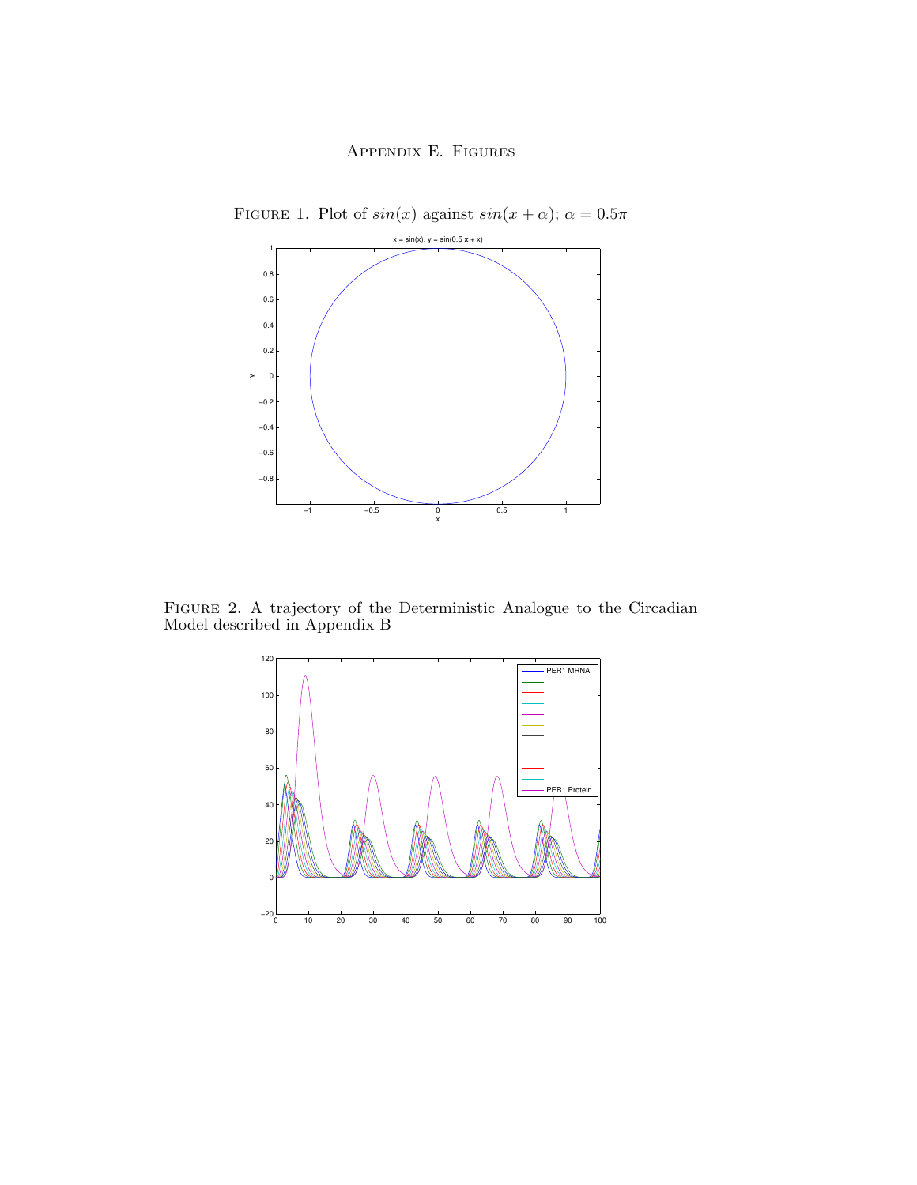## Appendix E. Figures

Figure 1. Plot of $sin(x)$ against $sin(x + \alpha)$; $\alpha = 0.5\pi$

Figure 2. A trajectory of the Deterministic Analogue to the Circadian Model described in Appendix B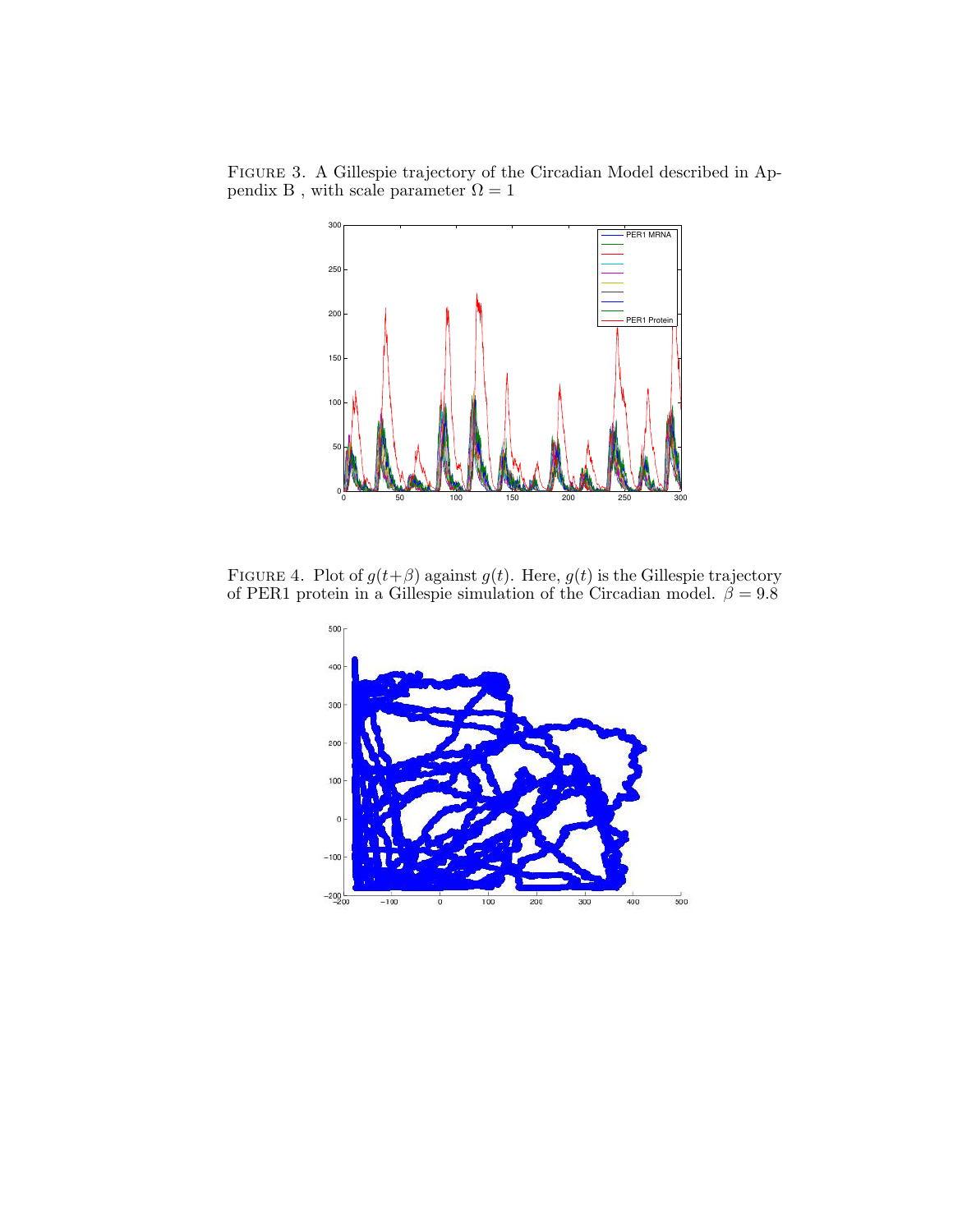FIGURE 3. A Gillespie trajectory of the Circadian Model described in Appendix B , with scale parameter $\Omega = 1$

FIGURE 4. Plot of $g(t+\beta)$ against $g(t)$. Here, $g(t)$ is the Gillespie trajectory of PER1 protein in a Gillespie simulation of the Circadian model. $\beta = 9.8$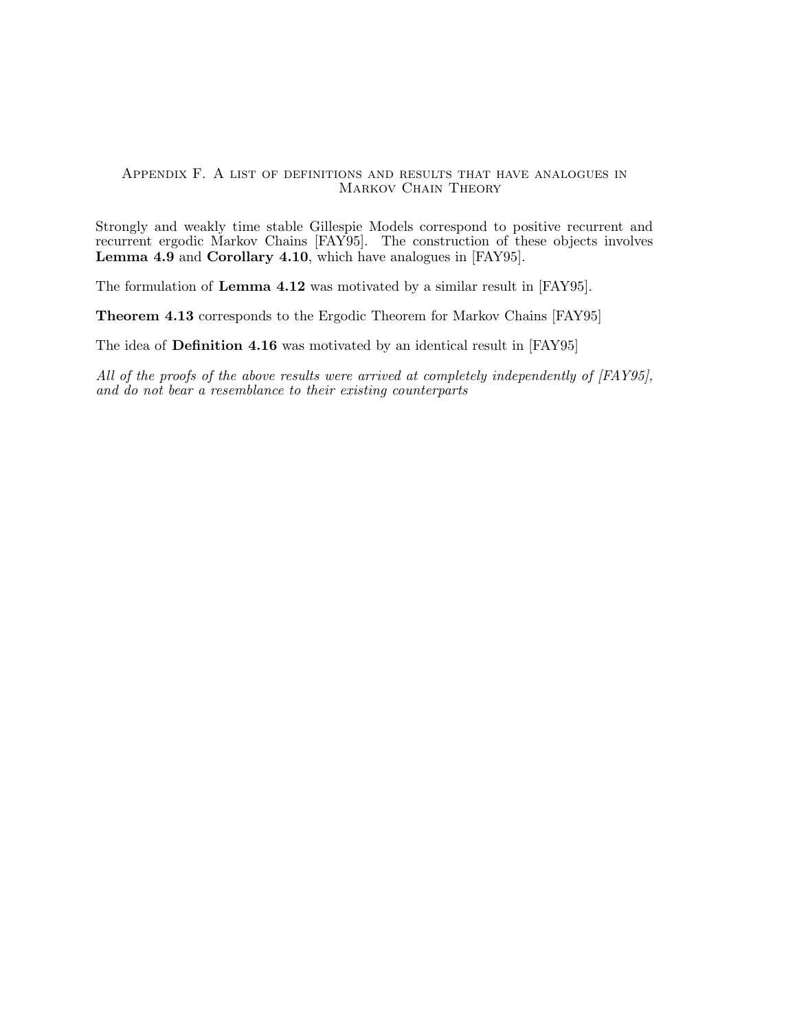## Appendix F. A list of definitions and results that have analogues in Markov Chain Theory

Strongly and weakly time stable Gillespie Models correspond to positive recurrent and recurrent ergodic Markov Chains [FAY95]. The construction of these objects involves **Lemma 4.9** and **Corollary 4.10**, which have analogues in [FAY95].

The formulation of **Lemma 4.12** was motivated by a similar result in [FAY95].

**Theorem 4.13** corresponds to the Ergodic Theorem for Markov Chains [FAY95]

The idea of **Definition 4.16** was motivated by an identical result in [FAY95]

*All of the proofs of the above results were arrived at completely independently of [FAY95], and do not bear a resemblance to their existing counterparts*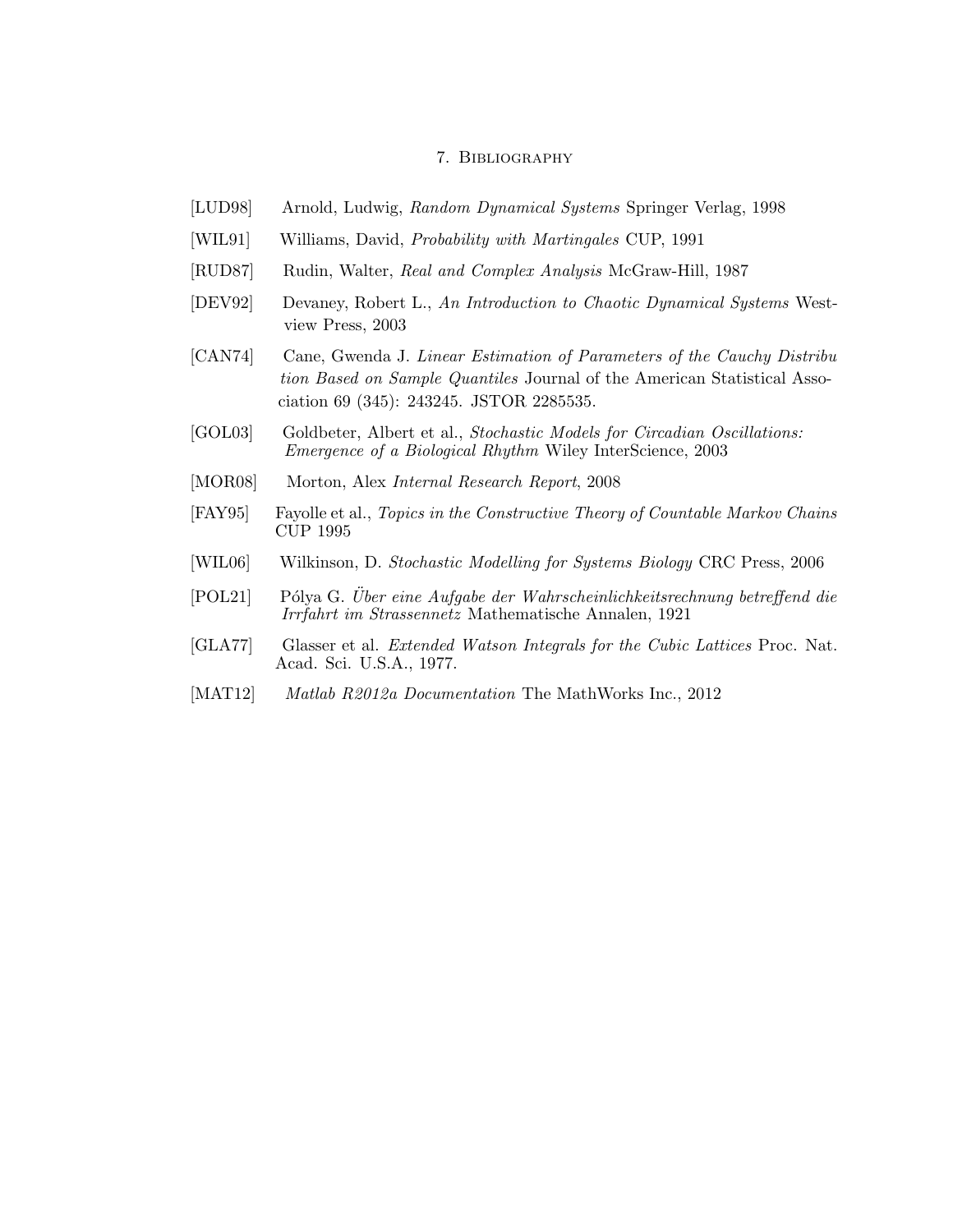# 7. Bibliography

[LUD98] Arnold, Ludwig, *Random Dynamical Systems* Springer Verlag, 1998

[WIL91] Williams, David, *Probability with Martingales* CUP, 1991

[RUD87] Rudin, Walter, *Real and Complex Analysis* McGraw-Hill, 1987

[DEV92] Devaney, Robert L., *An Introduction to Chaotic Dynamical Systems* Westview Press, 2003

[CAN74] Cane, Gwenda J. *Linear Estimation of Parameters of the Cauchy Distribution Based on Sample Quantiles* Journal of the American Statistical Association 69 (345): 243245. JSTOR 2285535.

[GOL03] Goldbeter, Albert et al., *Stochastic Models for Circadian Oscillations: Emergence of a Biological Rhythm* Wiley InterScience, 2003

[MOR08] Morton, Alex *Internal Research Report*, 2008

[FAY95] Fayolle et al., *Topics in the Constructive Theory of Countable Markov Chains* CUP 1995

[WIL06] Wilkinson, D. *Stochastic Modelling for Systems Biology* CRC Press, 2006

[POL21] Pólya G. *Über eine Aufgabe der Wahrscheinlichkeitsrechnung betreffend die Irrfahrt im Strassennetz* Mathematische Annalen, 1921

[GLA77] Glasser et al. *Extended Watson Integrals for the Cubic Lattices* Proc. Nat. Acad. Sci. U.S.A., 1977.

[MAT12] *Matlab R2012a Documentation* The MathWorks Inc., 2012